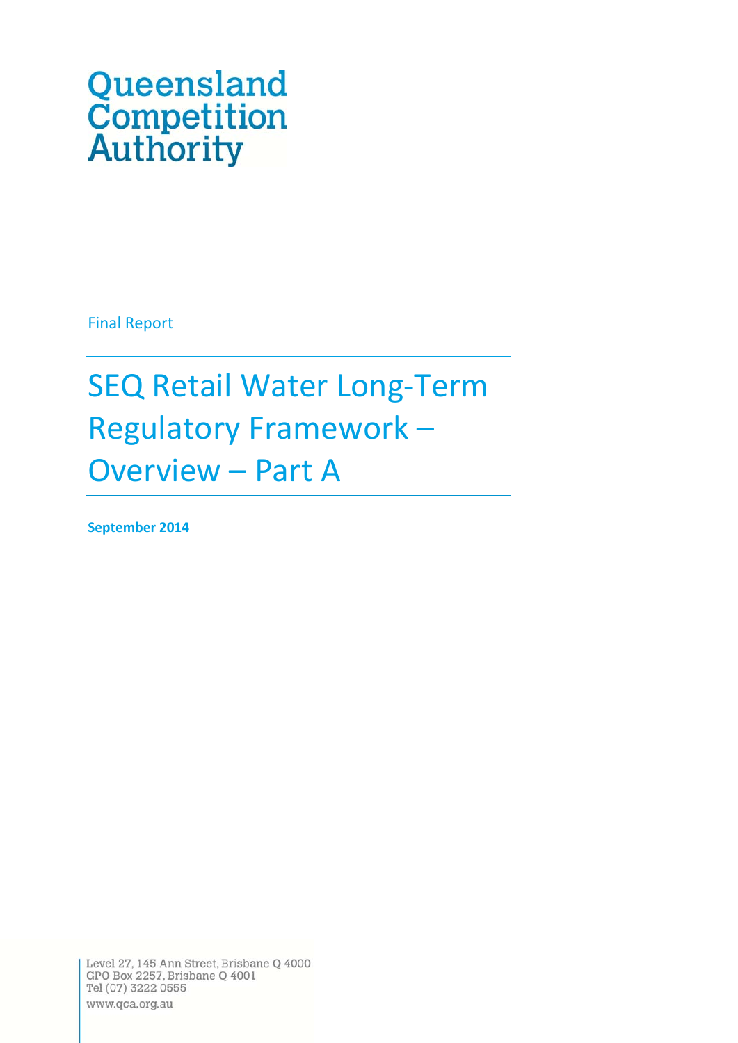Queensland Competition Authority

Final Report

# SEQ Retail Water Long-Term Regulatory Framework – Overview – Part A

**September 2014**

Level 27, 145 Ann Street, Brisbane Q 4000
GPO Box 2257, Brisbane Q 4001
Tel (07) 3222 0555
www.qca.org.au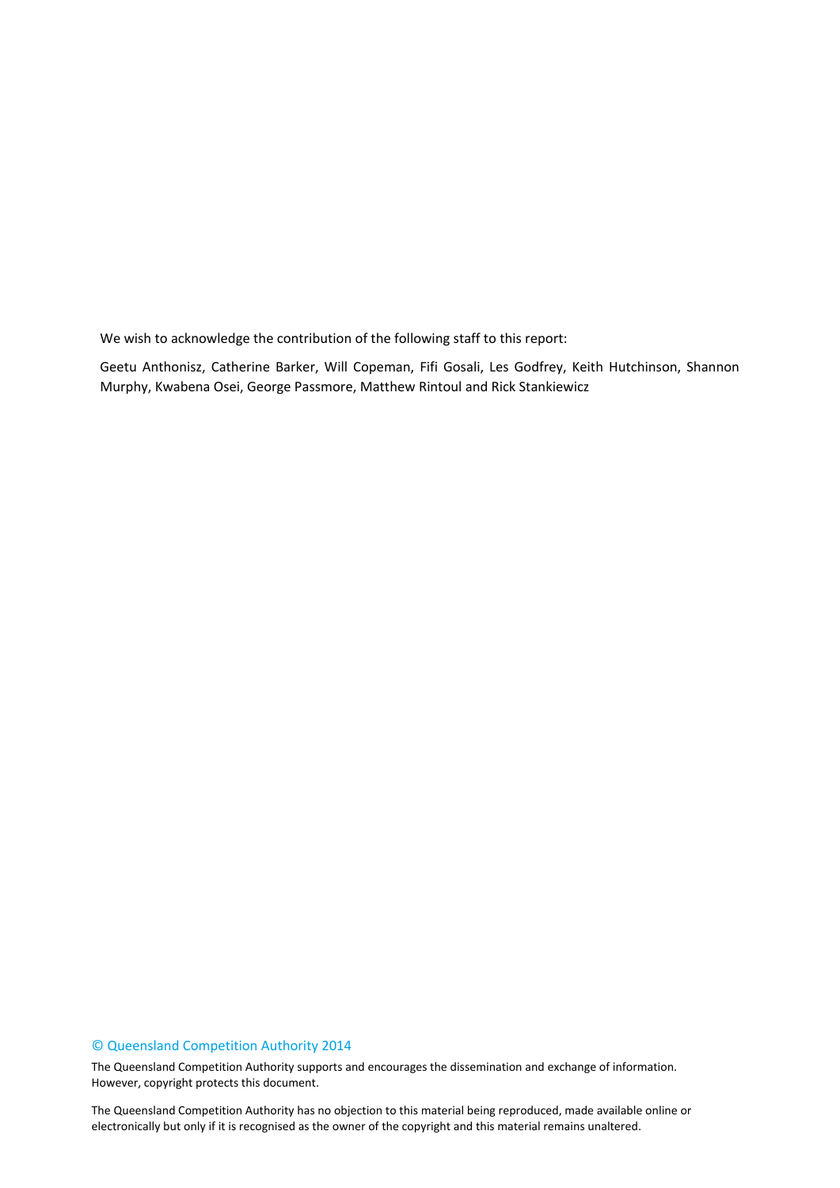We wish to acknowledge the contribution of the following staff to this report:

Geetu Anthonisz, Catherine Barker, Will Copeman, Fifi Gosali, Les Godfrey, Keith Hutchinson, Shannon Murphy, Kwabena Osei, George Passmore, Matthew Rintoul and Rick Stankiewicz

© Queensland Competition Authority 2014

The Queensland Competition Authority supports and encourages the dissemination and exchange of information. However, copyright protects this document.

The Queensland Competition Authority has no objection to this material being reproduced, made available online or electronically but only if it is recognised as the owner of the copyright and this material remains unaltered.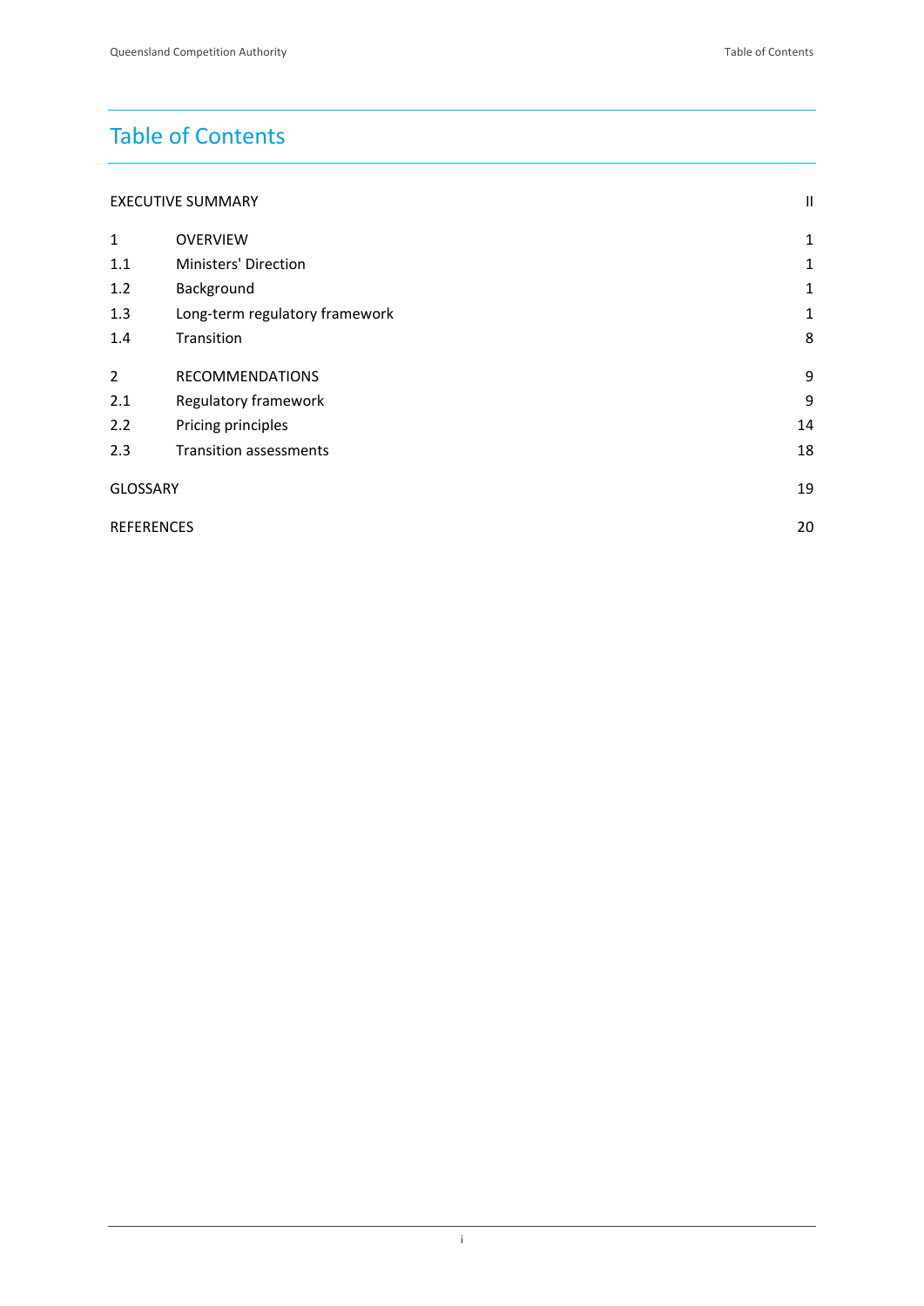# Table of Contents

| | | |
|---|---|---|
| EXECUTIVE SUMMARY | | II |
| 1 | OVERVIEW | 1 |
| 1.1 | Ministers' Direction | 1 |
| 1.2 | Background | 1 |
| 1.3 | Long-term regulatory framework | 1 |
| 1.4 | Transition | 8 |
| 2 | RECOMMENDATIONS | 9 |
| 2.1 | Regulatory framework | 9 |
| 2.2 | Pricing principles | 14 |
| 2.3 | Transition assessments | 18 |
| GLOSSARY | | 19 |
| REFERENCES | | 20 |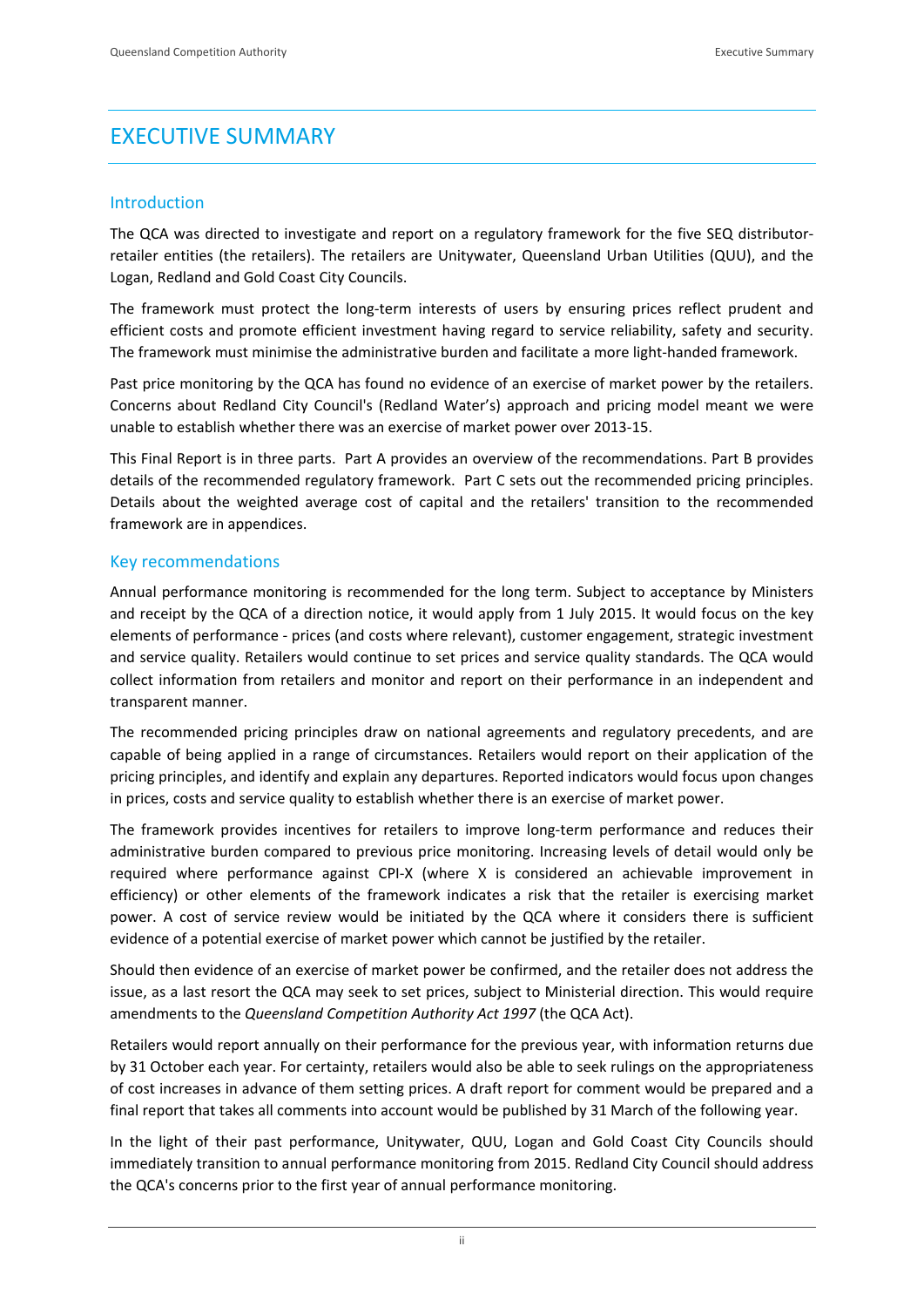# EXECUTIVE SUMMARY

## Introduction

The QCA was directed to investigate and report on a regulatory framework for the five SEQ distributor-retailer entities (the retailers). The retailers are Unitywater, Queensland Urban Utilities (QUU), and the Logan, Redland and Gold Coast City Councils.

The framework must protect the long-term interests of users by ensuring prices reflect prudent and efficient costs and promote efficient investment having regard to service reliability, safety and security. The framework must minimise the administrative burden and facilitate a more light-handed framework.

Past price monitoring by the QCA has found no evidence of an exercise of market power by the retailers. Concerns about Redland City Council's (Redland Water's) approach and pricing model meant we were unable to establish whether there was an exercise of market power over 2013-15.

This Final Report is in three parts. Part A provides an overview of the recommendations. Part B provides details of the recommended regulatory framework. Part C sets out the recommended pricing principles. Details about the weighted average cost of capital and the retailers' transition to the recommended framework are in appendices.

## Key recommendations

Annual performance monitoring is recommended for the long term. Subject to acceptance by Ministers and receipt by the QCA of a direction notice, it would apply from 1 July 2015. It would focus on the key elements of performance - prices (and costs where relevant), customer engagement, strategic investment and service quality. Retailers would continue to set prices and service quality standards. The QCA would collect information from retailers and monitor and report on their performance in an independent and transparent manner.

The recommended pricing principles draw on national agreements and regulatory precedents, and are capable of being applied in a range of circumstances. Retailers would report on their application of the pricing principles, and identify and explain any departures. Reported indicators would focus upon changes in prices, costs and service quality to establish whether there is an exercise of market power.

The framework provides incentives for retailers to improve long-term performance and reduces their administrative burden compared to previous price monitoring. Increasing levels of detail would only be required where performance against CPI-X (where X is considered an achievable improvement in efficiency) or other elements of the framework indicates a risk that the retailer is exercising market power. A cost of service review would be initiated by the QCA where it considers there is sufficient evidence of a potential exercise of market power which cannot be justified by the retailer.

Should then evidence of an exercise of market power be confirmed, and the retailer does not address the issue, as a last resort the QCA may seek to set prices, subject to Ministerial direction. This would require amendments to the *Queensland Competition Authority Act 1997* (the QCA Act).

Retailers would report annually on their performance for the previous year, with information returns due by 31 October each year. For certainty, retailers would also be able to seek rulings on the appropriateness of cost increases in advance of them setting prices. A draft report for comment would be prepared and a final report that takes all comments into account would be published by 31 March of the following year.

In the light of their past performance, Unitywater, QUU, Logan and Gold Coast City Councils should immediately transition to annual performance monitoring from 2015. Redland City Council should address the QCA's concerns prior to the first year of annual performance monitoring.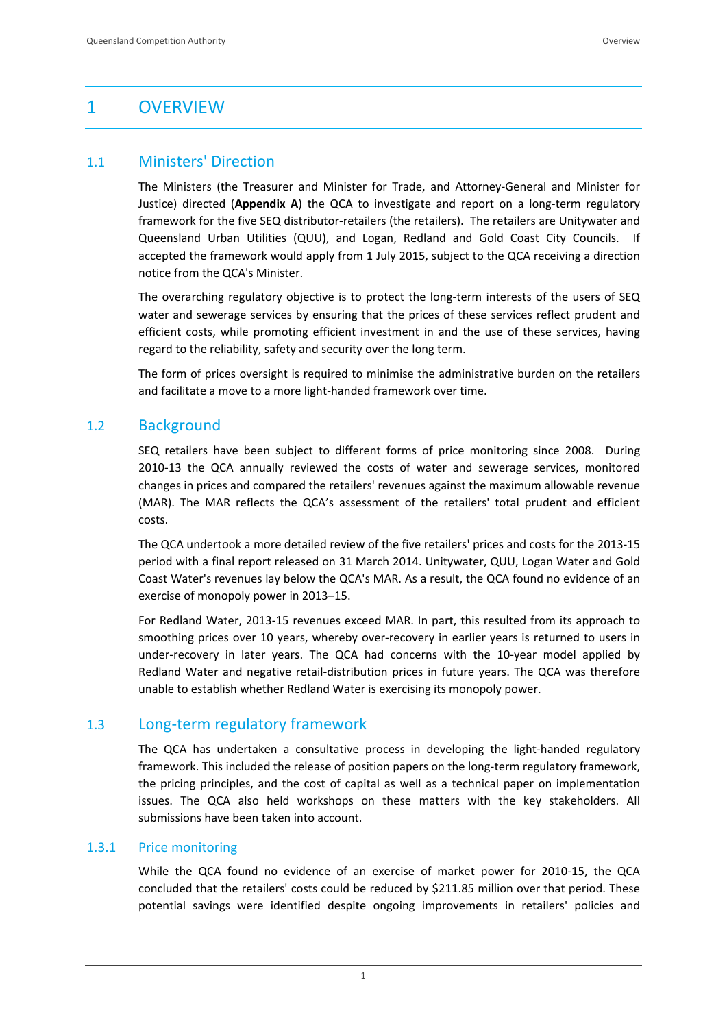# 1 OVERVIEW

## 1.1 Ministers' Direction

The Ministers (the Treasurer and Minister for Trade, and Attorney-General and Minister for Justice) directed (**Appendix A**) the QCA to investigate and report on a long-term regulatory framework for the five SEQ distributor-retailers (the retailers). The retailers are Unitywater and Queensland Urban Utilities (QUU), and Logan, Redland and Gold Coast City Councils. If accepted the framework would apply from 1 July 2015, subject to the QCA receiving a direction notice from the QCA's Minister.

The overarching regulatory objective is to protect the long-term interests of the users of SEQ water and sewerage services by ensuring that the prices of these services reflect prudent and efficient costs, while promoting efficient investment in and the use of these services, having regard to the reliability, safety and security over the long term.

The form of prices oversight is required to minimise the administrative burden on the retailers and facilitate a move to a more light-handed framework over time.

## 1.2 Background

SEQ retailers have been subject to different forms of price monitoring since 2008. During 2010-13 the QCA annually reviewed the costs of water and sewerage services, monitored changes in prices and compared the retailers' revenues against the maximum allowable revenue (MAR). The MAR reflects the QCA's assessment of the retailers' total prudent and efficient costs.

The QCA undertook a more detailed review of the five retailers' prices and costs for the 2013-15 period with a final report released on 31 March 2014. Unitywater, QUU, Logan Water and Gold Coast Water's revenues lay below the QCA's MAR. As a result, the QCA found no evidence of an exercise of monopoly power in 2013–15.

For Redland Water, 2013-15 revenues exceed MAR. In part, this resulted from its approach to smoothing prices over 10 years, whereby over-recovery in earlier years is returned to users in under-recovery in later years. The QCA had concerns with the 10-year model applied by Redland Water and negative retail-distribution prices in future years. The QCA was therefore unable to establish whether Redland Water is exercising its monopoly power.

## 1.3 Long-term regulatory framework

The QCA has undertaken a consultative process in developing the light-handed regulatory framework. This included the release of position papers on the long-term regulatory framework, the pricing principles, and the cost of capital as well as a technical paper on implementation issues. The QCA also held workshops on these matters with the key stakeholders. All submissions have been taken into account.

### 1.3.1 Price monitoring

While the QCA found no evidence of an exercise of market power for 2010-15, the QCA concluded that the retailers' costs could be reduced by $211.85 million over that period. These potential savings were identified despite ongoing improvements in retailers' policies and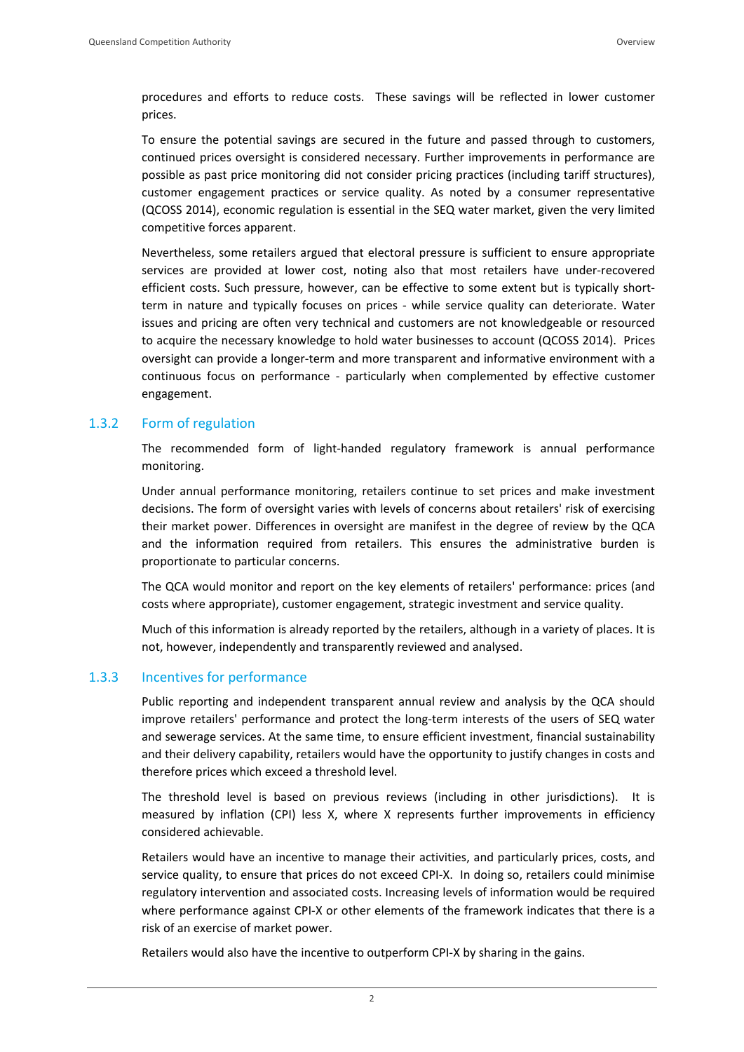procedures and efforts to reduce costs. These savings will be reflected in lower customer prices.

To ensure the potential savings are secured in the future and passed through to customers, continued prices oversight is considered necessary. Further improvements in performance are possible as past price monitoring did not consider pricing practices (including tariff structures), customer engagement practices or service quality. As noted by a consumer representative (QCOSS 2014), economic regulation is essential in the SEQ water market, given the very limited competitive forces apparent.

Nevertheless, some retailers argued that electoral pressure is sufficient to ensure appropriate services are provided at lower cost, noting also that most retailers have under-recovered efficient costs. Such pressure, however, can be effective to some extent but is typically short-term in nature and typically focuses on prices - while service quality can deteriorate. Water issues and pricing are often very technical and customers are not knowledgeable or resourced to acquire the necessary knowledge to hold water businesses to account (QCOSS 2014). Prices oversight can provide a longer-term and more transparent and informative environment with a continuous focus on performance - particularly when complemented by effective customer engagement.

### 1.3.2 Form of regulation

The recommended form of light-handed regulatory framework is annual performance monitoring.

Under annual performance monitoring, retailers continue to set prices and make investment decisions. The form of oversight varies with levels of concerns about retailers' risk of exercising their market power. Differences in oversight are manifest in the degree of review by the QCA and the information required from retailers. This ensures the administrative burden is proportionate to particular concerns.

The QCA would monitor and report on the key elements of retailers' performance: prices (and costs where appropriate), customer engagement, strategic investment and service quality.

Much of this information is already reported by the retailers, although in a variety of places. It is not, however, independently and transparently reviewed and analysed.

### 1.3.3 Incentives for performance

Public reporting and independent transparent annual review and analysis by the QCA should improve retailers' performance and protect the long-term interests of the users of SEQ water and sewerage services. At the same time, to ensure efficient investment, financial sustainability and their delivery capability, retailers would have the opportunity to justify changes in costs and therefore prices which exceed a threshold level.

The threshold level is based on previous reviews (including in other jurisdictions). It is measured by inflation (CPI) less X, where X represents further improvements in efficiency considered achievable.

Retailers would have an incentive to manage their activities, and particularly prices, costs, and service quality, to ensure that prices do not exceed CPI-X. In doing so, retailers could minimise regulatory intervention and associated costs. Increasing levels of information would be required where performance against CPI-X or other elements of the framework indicates that there is a risk of an exercise of market power.

Retailers would also have the incentive to outperform CPI-X by sharing in the gains.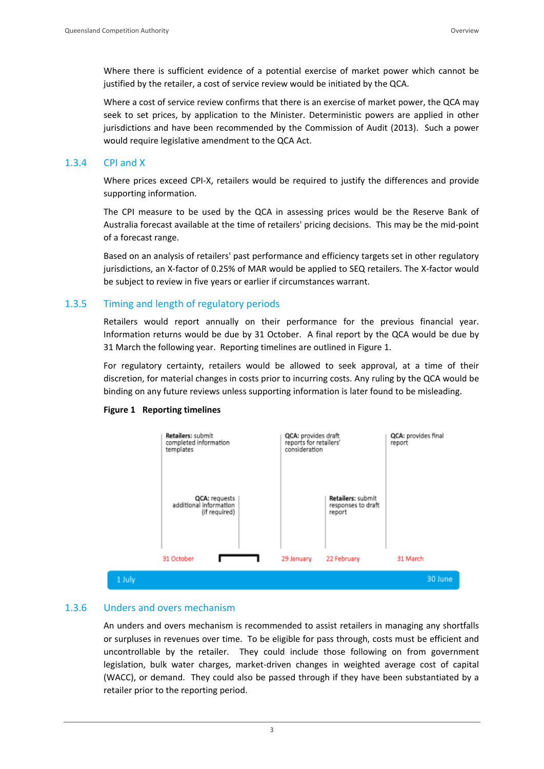Where there is sufficient evidence of a potential exercise of market power which cannot be justified by the retailer, a cost of service review would be initiated by the QCA.

Where a cost of service review confirms that there is an exercise of market power, the QCA may seek to set prices, by application to the Minister. Deterministic powers are applied in other jurisdictions and have been recommended by the Commission of Audit (2013). Such a power would require legislative amendment to the QCA Act.

### 1.3.4 CPI and X

Where prices exceed CPI-X, retailers would be required to justify the differences and provide supporting information.

The CPI measure to be used by the QCA in assessing prices would be the Reserve Bank of Australia forecast available at the time of retailers' pricing decisions. This may be the mid-point of a forecast range.

Based on an analysis of retailers' past performance and efficiency targets set in other regulatory jurisdictions, an X-factor of 0.25% of MAR would be applied to SEQ retailers. The X-factor would be subject to review in five years or earlier if circumstances warrant.

### 1.3.5 Timing and length of regulatory periods

Retailers would report annually on their performance for the previous financial year. Information returns would be due by 31 October. A final report by the QCA would be due by 31 March the following year. Reporting timelines are outlined in Figure 1.

For regulatory certainty, retailers would be allowed to seek approval, at a time of their discretion, for material changes in costs prior to incurring costs. Any ruling by the QCA would be binding on any future reviews unless supporting information is later found to be misleading.

**Figure 1 Reporting timelines**

- 31 October — **Retailers:** submit completed information templates
- **QCA:** requests additional information (if required)
- 29 January — **QCA:** provides draft reports for retailers' consideration
- 22 February — **Retailers:** submit responses to draft report
- 31 March — **QCA:** provides final report

1 July — 30 June

### 1.3.6 Unders and overs mechanism

An unders and overs mechanism is recommended to assist retailers in managing any shortfalls or surpluses in revenues over time. To be eligible for pass through, costs must be efficient and uncontrollable by the retailer. They could include those following on from government legislation, bulk water charges, market-driven changes in weighted average cost of capital (WACC), or demand. They could also be passed through if they have been substantiated by a retailer prior to the reporting period.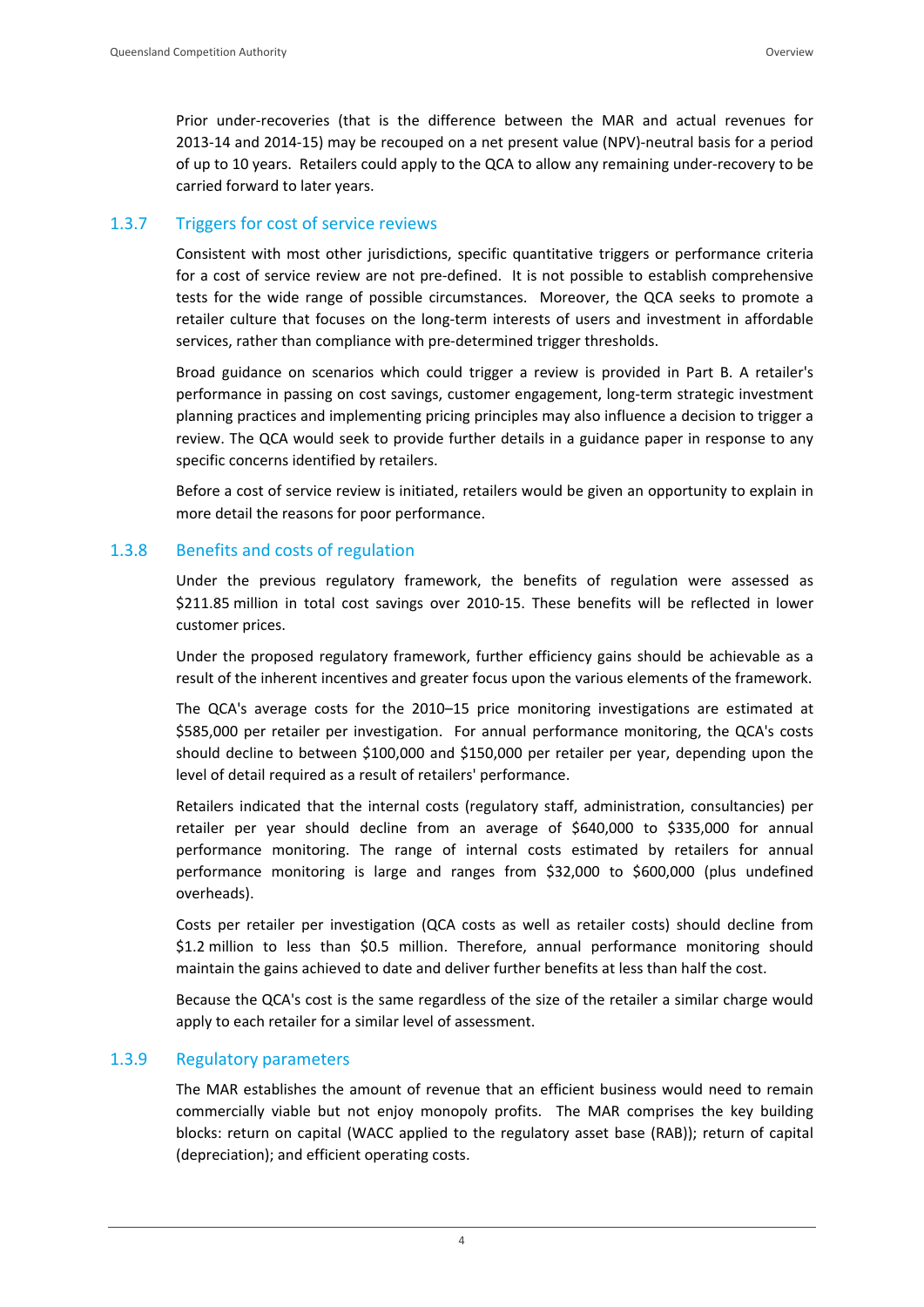Prior under-recoveries (that is the difference between the MAR and actual revenues for 2013-14 and 2014-15) may be recouped on a net present value (NPV)-neutral basis for a period of up to 10 years. Retailers could apply to the QCA to allow any remaining under-recovery to be carried forward to later years.

### 1.3.7 Triggers for cost of service reviews

Consistent with most other jurisdictions, specific quantitative triggers or performance criteria for a cost of service review are not pre-defined. It is not possible to establish comprehensive tests for the wide range of possible circumstances. Moreover, the QCA seeks to promote a retailer culture that focuses on the long-term interests of users and investment in affordable services, rather than compliance with pre-determined trigger thresholds.

Broad guidance on scenarios which could trigger a review is provided in Part B. A retailer's performance in passing on cost savings, customer engagement, long-term strategic investment planning practices and implementing pricing principles may also influence a decision to trigger a review. The QCA would seek to provide further details in a guidance paper in response to any specific concerns identified by retailers.

Before a cost of service review is initiated, retailers would be given an opportunity to explain in more detail the reasons for poor performance.

### 1.3.8 Benefits and costs of regulation

Under the previous regulatory framework, the benefits of regulation were assessed as $211.85 million in total cost savings over 2010-15. These benefits will be reflected in lower customer prices.

Under the proposed regulatory framework, further efficiency gains should be achievable as a result of the inherent incentives and greater focus upon the various elements of the framework.

The QCA's average costs for the 2010–15 price monitoring investigations are estimated at $585,000 per retailer per investigation. For annual performance monitoring, the QCA's costs should decline to between $100,000 and $150,000 per retailer per year, depending upon the level of detail required as a result of retailers' performance.

Retailers indicated that the internal costs (regulatory staff, administration, consultancies) per retailer per year should decline from an average of $640,000 to $335,000 for annual performance monitoring. The range of internal costs estimated by retailers for annual performance monitoring is large and ranges from $32,000 to $600,000 (plus undefined overheads).

Costs per retailer per investigation (QCA costs as well as retailer costs) should decline from $1.2 million to less than $0.5 million. Therefore, annual performance monitoring should maintain the gains achieved to date and deliver further benefits at less than half the cost.

Because the QCA's cost is the same regardless of the size of the retailer a similar charge would apply to each retailer for a similar level of assessment.

### 1.3.9 Regulatory parameters

The MAR establishes the amount of revenue that an efficient business would need to remain commercially viable but not enjoy monopoly profits. The MAR comprises the key building blocks: return on capital (WACC applied to the regulatory asset base (RAB)); return of capital (depreciation); and efficient operating costs.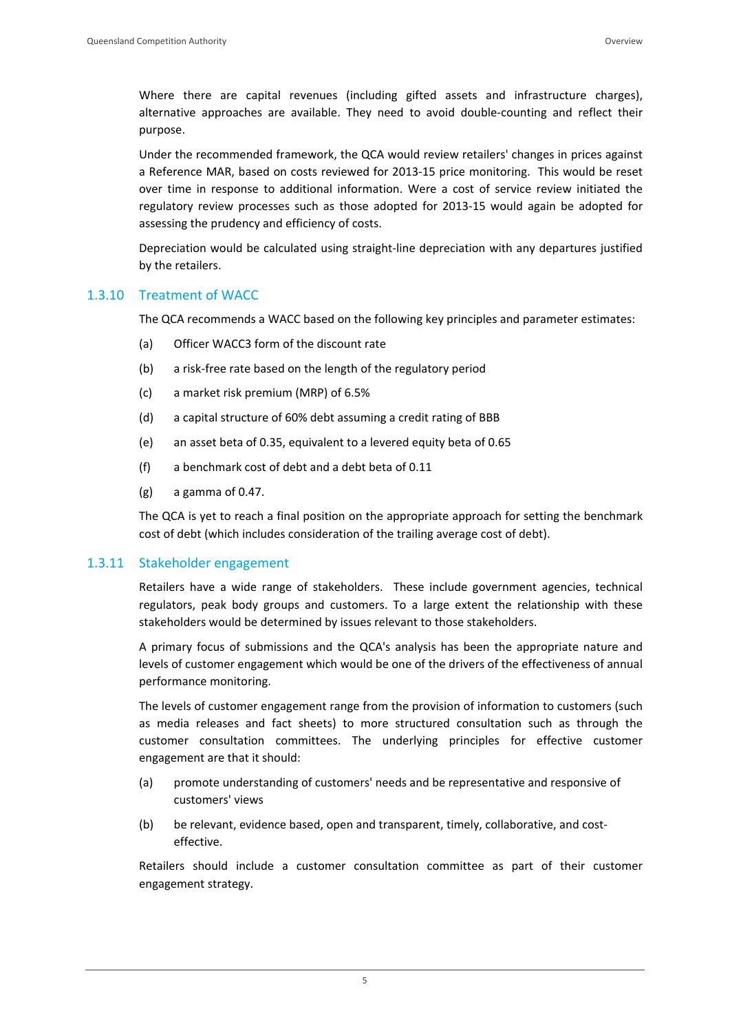Where there are capital revenues (including gifted assets and infrastructure charges), alternative approaches are available. They need to avoid double-counting and reflect their purpose.

Under the recommended framework, the QCA would review retailers' changes in prices against a Reference MAR, based on costs reviewed for 2013-15 price monitoring. This would be reset over time in response to additional information. Were a cost of service review initiated the regulatory review processes such as those adopted for 2013-15 would again be adopted for assessing the prudency and efficiency of costs.

Depreciation would be calculated using straight-line depreciation with any departures justified by the retailers.

### 1.3.10 Treatment of WACC

The QCA recommends a WACC based on the following key principles and parameter estimates:

(a) Officer WACC3 form of the discount rate

(b) a risk-free rate based on the length of the regulatory period

(c) a market risk premium (MRP) of 6.5%

(d) a capital structure of 60% debt assuming a credit rating of BBB

(e) an asset beta of 0.35, equivalent to a levered equity beta of 0.65

(f) a benchmark cost of debt and a debt beta of 0.11

(g) a gamma of 0.47.

The QCA is yet to reach a final position on the appropriate approach for setting the benchmark cost of debt (which includes consideration of the trailing average cost of debt).

### 1.3.11 Stakeholder engagement

Retailers have a wide range of stakeholders. These include government agencies, technical regulators, peak body groups and customers. To a large extent the relationship with these stakeholders would be determined by issues relevant to those stakeholders.

A primary focus of submissions and the QCA's analysis has been the appropriate nature and levels of customer engagement which would be one of the drivers of the effectiveness of annual performance monitoring.

The levels of customer engagement range from the provision of information to customers (such as media releases and fact sheets) to more structured consultation such as through the customer consultation committees. The underlying principles for effective customer engagement are that it should:

(a) promote understanding of customers' needs and be representative and responsive of customers' views

(b) be relevant, evidence based, open and transparent, timely, collaborative, and cost-effective.

Retailers should include a customer consultation committee as part of their customer engagement strategy.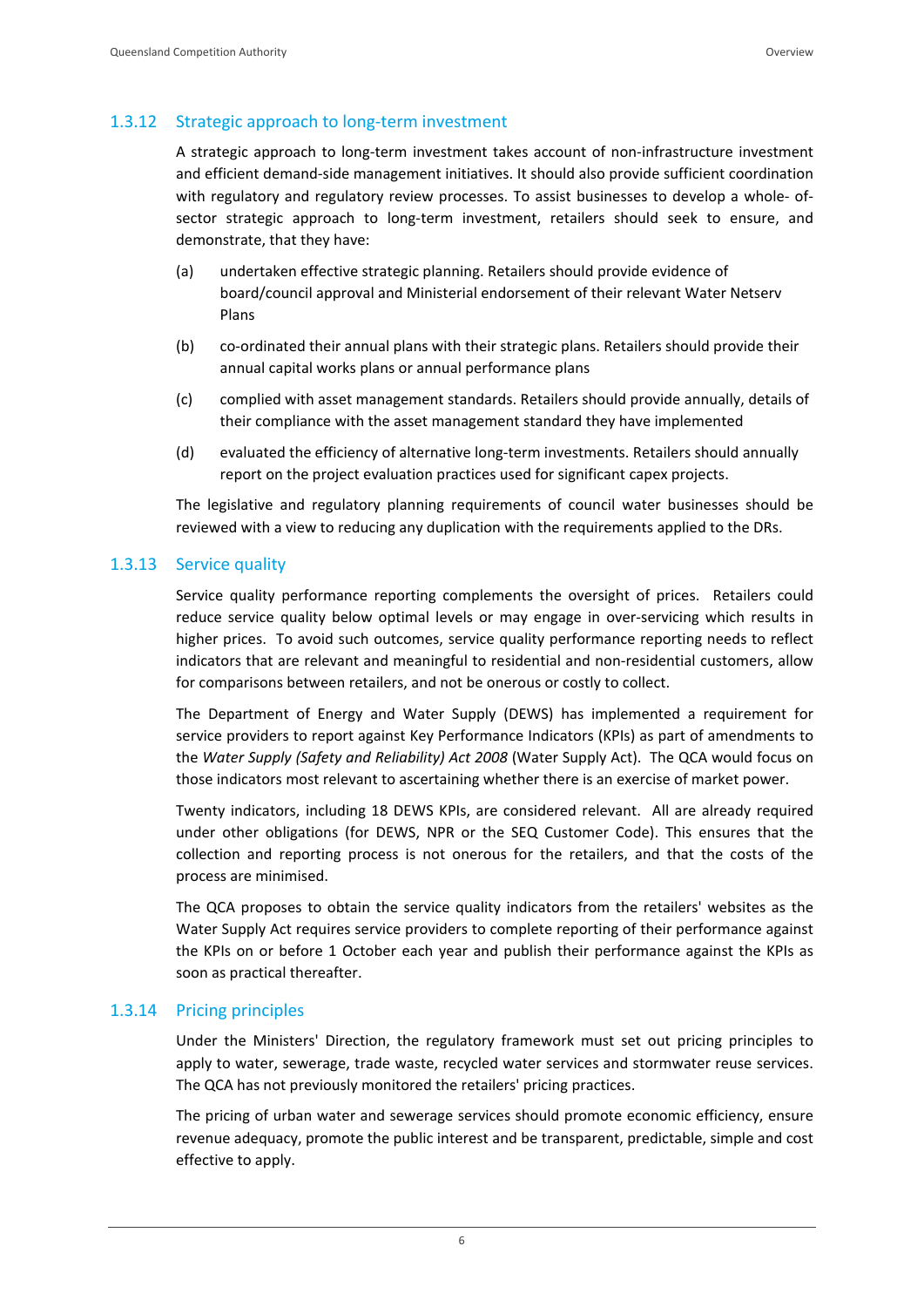### 1.3.12 Strategic approach to long-term investment

A strategic approach to long-term investment takes account of non-infrastructure investment and efficient demand-side management initiatives. It should also provide sufficient coordination with regulatory and regulatory review processes. To assist businesses to develop a whole- of-sector strategic approach to long-term investment, retailers should seek to ensure, and demonstrate, that they have:

(a) undertaken effective strategic planning. Retailers should provide evidence of board/council approval and Ministerial endorsement of their relevant Water Netserv Plans

(b) co-ordinated their annual plans with their strategic plans. Retailers should provide their annual capital works plans or annual performance plans

(c) complied with asset management standards. Retailers should provide annually, details of their compliance with the asset management standard they have implemented

(d) evaluated the efficiency of alternative long-term investments. Retailers should annually report on the project evaluation practices used for significant capex projects.

The legislative and regulatory planning requirements of council water businesses should be reviewed with a view to reducing any duplication with the requirements applied to the DRs.

### 1.3.13 Service quality

Service quality performance reporting complements the oversight of prices. Retailers could reduce service quality below optimal levels or may engage in over-servicing which results in higher prices. To avoid such outcomes, service quality performance reporting needs to reflect indicators that are relevant and meaningful to residential and non-residential customers, allow for comparisons between retailers, and not be onerous or costly to collect.

The Department of Energy and Water Supply (DEWS) has implemented a requirement for service providers to report against Key Performance Indicators (KPIs) as part of amendments to the *Water Supply (Safety and Reliability) Act 2008* (Water Supply Act). The QCA would focus on those indicators most relevant to ascertaining whether there is an exercise of market power.

Twenty indicators, including 18 DEWS KPIs, are considered relevant. All are already required under other obligations (for DEWS, NPR or the SEQ Customer Code). This ensures that the collection and reporting process is not onerous for the retailers, and that the costs of the process are minimised.

The QCA proposes to obtain the service quality indicators from the retailers' websites as the Water Supply Act requires service providers to complete reporting of their performance against the KPIs on or before 1 October each year and publish their performance against the KPIs as soon as practical thereafter.

### 1.3.14 Pricing principles

Under the Ministers' Direction, the regulatory framework must set out pricing principles to apply to water, sewerage, trade waste, recycled water services and stormwater reuse services. The QCA has not previously monitored the retailers' pricing practices.

The pricing of urban water and sewerage services should promote economic efficiency, ensure revenue adequacy, promote the public interest and be transparent, predictable, simple and cost effective to apply.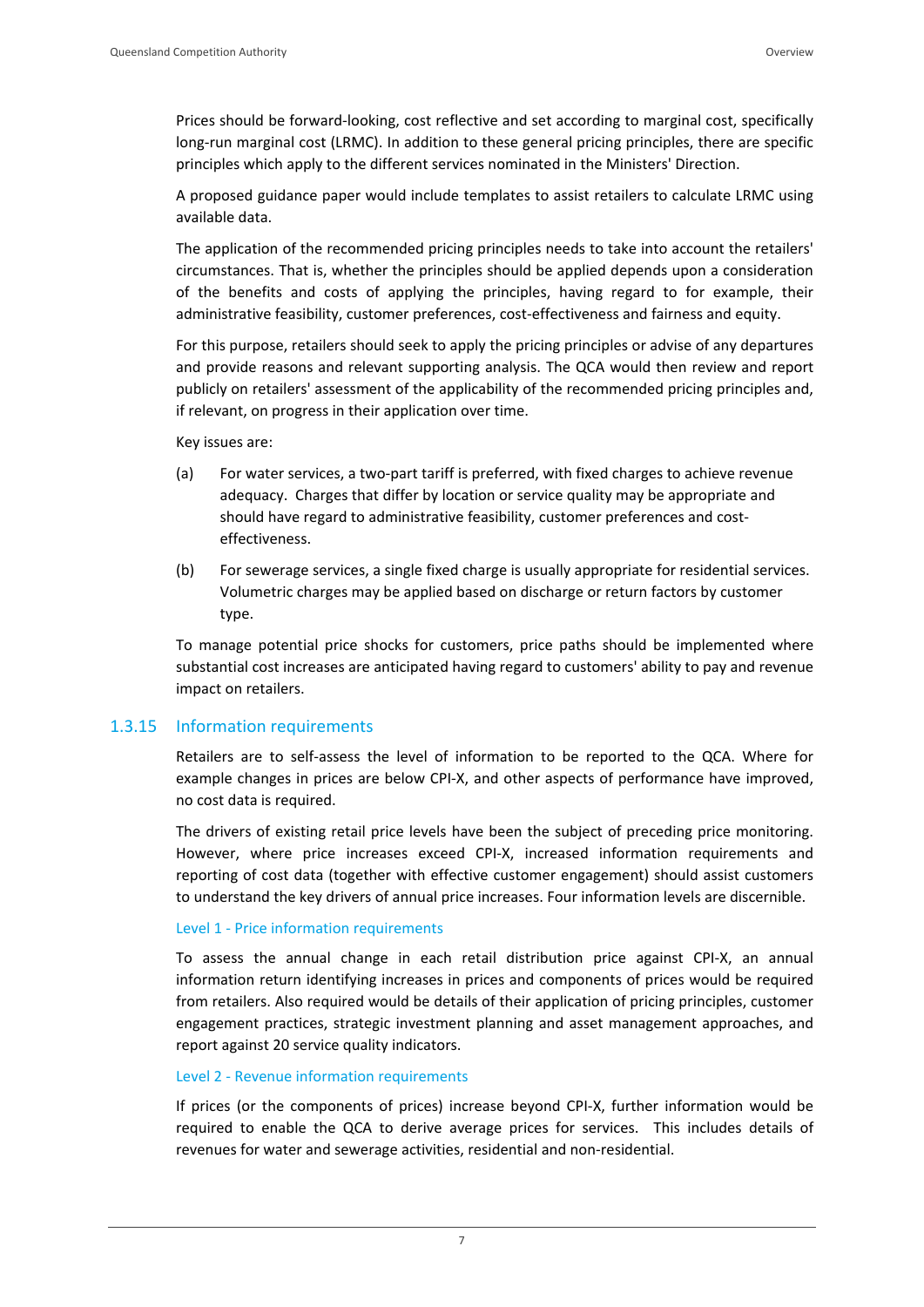Prices should be forward-looking, cost reflective and set according to marginal cost, specifically long-run marginal cost (LRMC). In addition to these general pricing principles, there are specific principles which apply to the different services nominated in the Ministers' Direction.

A proposed guidance paper would include templates to assist retailers to calculate LRMC using available data.

The application of the recommended pricing principles needs to take into account the retailers' circumstances. That is, whether the principles should be applied depends upon a consideration of the benefits and costs of applying the principles, having regard to for example, their administrative feasibility, customer preferences, cost-effectiveness and fairness and equity.

For this purpose, retailers should seek to apply the pricing principles or advise of any departures and provide reasons and relevant supporting analysis. The QCA would then review and report publicly on retailers' assessment of the applicability of the recommended pricing principles and, if relevant, on progress in their application over time.

Key issues are:

(a) For water services, a two-part tariff is preferred, with fixed charges to achieve revenue adequacy. Charges that differ by location or service quality may be appropriate and should have regard to administrative feasibility, customer preferences and cost-effectiveness.

(b) For sewerage services, a single fixed charge is usually appropriate for residential services. Volumetric charges may be applied based on discharge or return factors by customer type.

To manage potential price shocks for customers, price paths should be implemented where substantial cost increases are anticipated having regard to customers' ability to pay and revenue impact on retailers.

### 1.3.15 Information requirements

Retailers are to self-assess the level of information to be reported to the QCA. Where for example changes in prices are below CPI-X, and other aspects of performance have improved, no cost data is required.

The drivers of existing retail price levels have been the subject of preceding price monitoring. However, where price increases exceed CPI-X, increased information requirements and reporting of cost data (together with effective customer engagement) should assist customers to understand the key drivers of annual price increases. Four information levels are discernible.

#### Level 1 - Price information requirements

To assess the annual change in each retail distribution price against CPI-X, an annual information return identifying increases in prices and components of prices would be required from retailers. Also required would be details of their application of pricing principles, customer engagement practices, strategic investment planning and asset management approaches, and report against 20 service quality indicators.

#### Level 2 - Revenue information requirements

If prices (or the components of prices) increase beyond CPI-X, further information would be required to enable the QCA to derive average prices for services. This includes details of revenues for water and sewerage activities, residential and non-residential.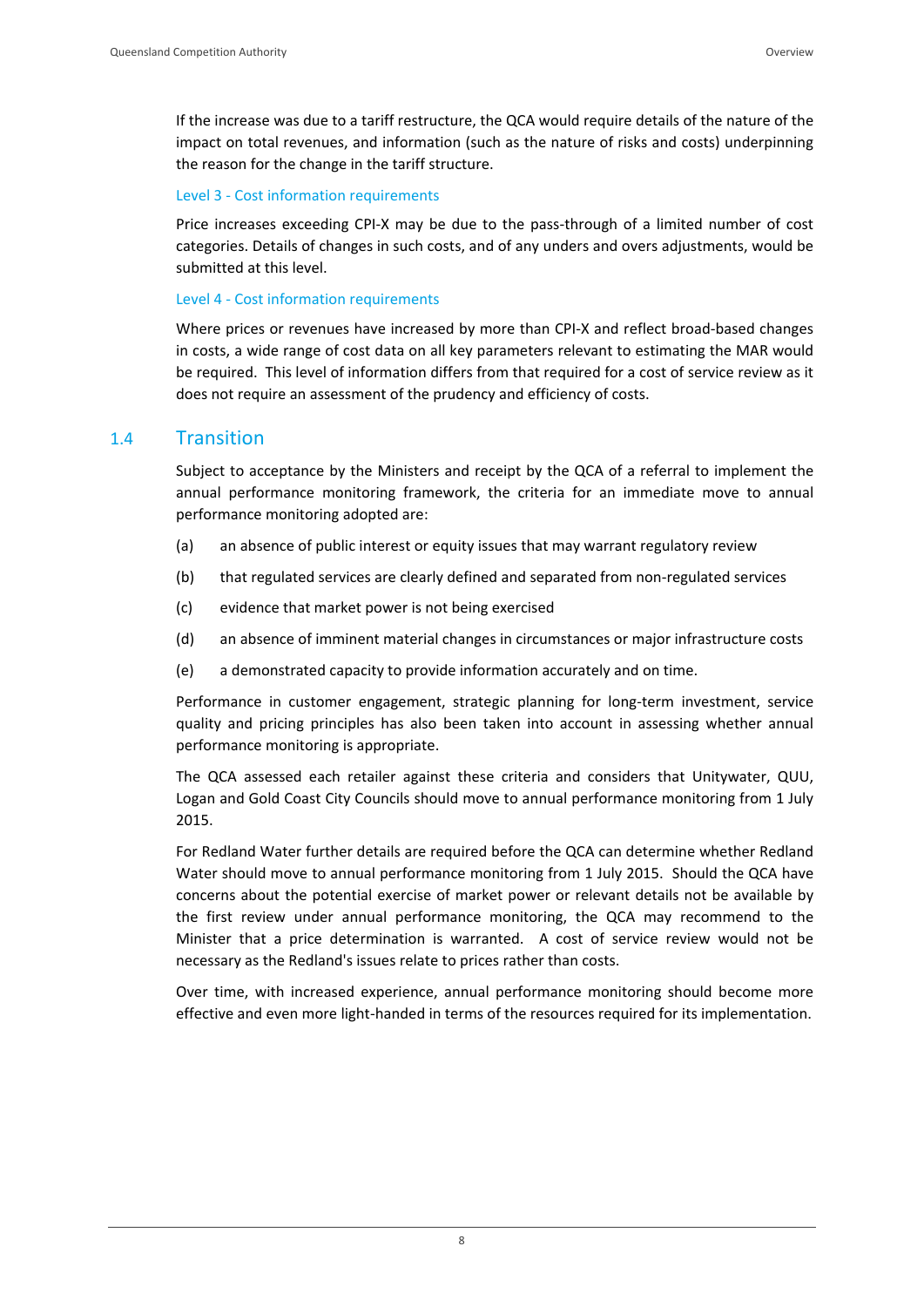If the increase was due to a tariff restructure, the QCA would require details of the nature of the impact on total revenues, and information (such as the nature of risks and costs) underpinning the reason for the change in the tariff structure.

### Level 3 - Cost information requirements

Price increases exceeding CPI-X may be due to the pass-through of a limited number of cost categories. Details of changes in such costs, and of any unders and overs adjustments, would be submitted at this level.

### Level 4 - Cost information requirements

Where prices or revenues have increased by more than CPI-X and reflect broad-based changes in costs, a wide range of cost data on all key parameters relevant to estimating the MAR would be required. This level of information differs from that required for a cost of service review as it does not require an assessment of the prudency and efficiency of costs.

## 1.4 Transition

Subject to acceptance by the Ministers and receipt by the QCA of a referral to implement the annual performance monitoring framework, the criteria for an immediate move to annual performance monitoring adopted are:

(a) an absence of public interest or equity issues that may warrant regulatory review

(b) that regulated services are clearly defined and separated from non-regulated services

(c) evidence that market power is not being exercised

(d) an absence of imminent material changes in circumstances or major infrastructure costs

(e) a demonstrated capacity to provide information accurately and on time.

Performance in customer engagement, strategic planning for long-term investment, service quality and pricing principles has also been taken into account in assessing whether annual performance monitoring is appropriate.

The QCA assessed each retailer against these criteria and considers that Unitywater, QUU, Logan and Gold Coast City Councils should move to annual performance monitoring from 1 July 2015.

For Redland Water further details are required before the QCA can determine whether Redland Water should move to annual performance monitoring from 1 July 2015. Should the QCA have concerns about the potential exercise of market power or relevant details not be available by the first review under annual performance monitoring, the QCA may recommend to the Minister that a price determination is warranted. A cost of service review would not be necessary as the Redland's issues relate to prices rather than costs.

Over time, with increased experience, annual performance monitoring should become more effective and even more light-handed in terms of the resources required for its implementation.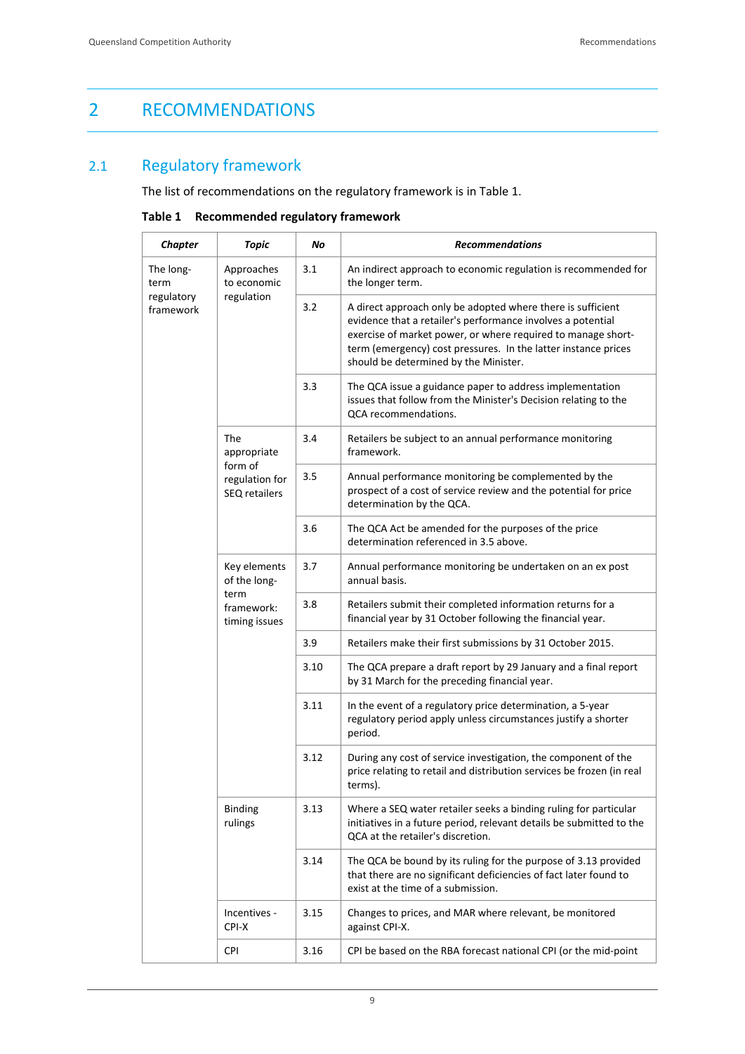# 2 RECOMMENDATIONS

## 2.1 Regulatory framework

The list of recommendations on the regulatory framework is in Table 1.

**Table 1 Recommended regulatory framework**

| *Chapter* | *Topic* | *No* | *Recommendations* |
|---|---|---|---|
| The long-term regulatory framework | Approaches to economic regulation | 3.1 | An indirect approach to economic regulation is recommended for the longer term. |
| | | 3.2 | A direct approach only be adopted where there is sufficient evidence that a retailer's performance involves a potential exercise of market power, or where required to manage short-term (emergency) cost pressures. In the latter instance prices should be determined by the Minister. |
| | | 3.3 | The QCA issue a guidance paper to address implementation issues that follow from the Minister's Decision relating to the QCA recommendations. |
| | The appropriate form of regulation for SEQ retailers | 3.4 | Retailers be subject to an annual performance monitoring framework. |
| | | 3.5 | Annual performance monitoring be complemented by the prospect of a cost of service review and the potential for price determination by the QCA. |
| | | 3.6 | The QCA Act be amended for the purposes of the price determination referenced in 3.5 above. |
| | Key elements of the long-term framework: timing issues | 3.7 | Annual performance monitoring be undertaken on an ex post annual basis. |
| | | 3.8 | Retailers submit their completed information returns for a financial year by 31 October following the financial year. |
| | | 3.9 | Retailers make their first submissions by 31 October 2015. |
| | | 3.10 | The QCA prepare a draft report by 29 January and a final report by 31 March for the preceding financial year. |
| | | 3.11 | In the event of a regulatory price determination, a 5-year regulatory period apply unless circumstances justify a shorter period. |
| | | 3.12 | During any cost of service investigation, the component of the price relating to retail and distribution services be frozen (in real terms). |
| | Binding rulings | 3.13 | Where a SEQ water retailer seeks a binding ruling for particular initiatives in a future period, relevant details be submitted to the QCA at the retailer's discretion. |
| | | 3.14 | The QCA be bound by its ruling for the purpose of 3.13 provided that there are no significant deficiencies of fact later found to exist at the time of a submission. |
| | Incentives - CPI-X | 3.15 | Changes to prices, and MAR where relevant, be monitored against CPI-X. |
| | CPI | 3.16 | CPI be based on the RBA forecast national CPI (or the mid-point |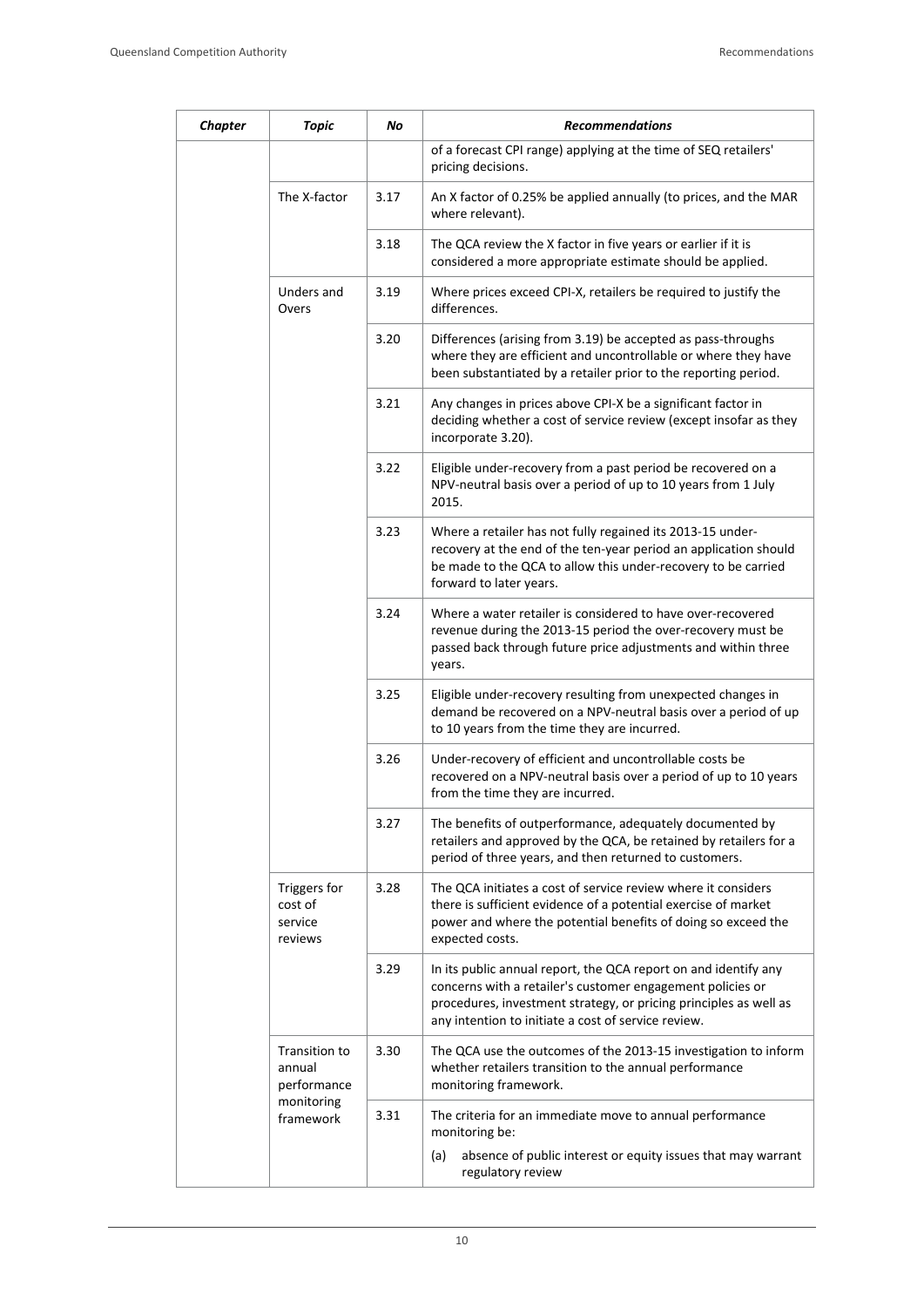| Chapter | Topic | No | Recommendations |
|---|---|---|---|
| | | | of a forecast CPI range) applying at the time of SEQ retailers' pricing decisions. |
| | The X-factor | 3.17 | An X factor of 0.25% be applied annually (to prices, and the MAR where relevant). |
| | | 3.18 | The QCA review the X factor in five years or earlier if it is considered a more appropriate estimate should be applied. |
| | Unders and Overs | 3.19 | Where prices exceed CPI-X, retailers be required to justify the differences. |
| | | 3.20 | Differences (arising from 3.19) be accepted as pass-throughs where they are efficient and uncontrollable or where they have been substantiated by a retailer prior to the reporting period. |
| | | 3.21 | Any changes in prices above CPI-X be a significant factor in deciding whether a cost of service review (except insofar as they incorporate 3.20). |
| | | 3.22 | Eligible under-recovery from a past period be recovered on a NPV-neutral basis over a period of up to 10 years from 1 July 2015. |
| | | 3.23 | Where a retailer has not fully regained its 2013-15 under-recovery at the end of the ten-year period an application should be made to the QCA to allow this under-recovery to be carried forward to later years. |
| | | 3.24 | Where a water retailer is considered to have over-recovered revenue during the 2013-15 period the over-recovery must be passed back through future price adjustments and within three years. |
| | | 3.25 | Eligible under-recovery resulting from unexpected changes in demand be recovered on a NPV-neutral basis over a period of up to 10 years from the time they are incurred. |
| | | 3.26 | Under-recovery of efficient and uncontrollable costs be recovered on a NPV-neutral basis over a period of up to 10 years from the time they are incurred. |
| | | 3.27 | The benefits of outperformance, adequately documented by retailers and approved by the QCA, be retained by retailers for a period of three years, and then returned to customers. |
| | Triggers for cost of service reviews | 3.28 | The QCA initiates a cost of service review where it considers there is sufficient evidence of a potential exercise of market power and where the potential benefits of doing so exceed the expected costs. |
| | | 3.29 | In its public annual report, the QCA report on and identify any concerns with a retailer's customer engagement policies or procedures, investment strategy, or pricing principles as well as any intention to initiate a cost of service review. |
| | Transition to annual performance monitoring framework | 3.30 | The QCA use the outcomes of the 2013-15 investigation to inform whether retailers transition to the annual performance monitoring framework. |
| | | 3.31 | The criteria for an immediate move to annual performance monitoring be:<br>(a) absence of public interest or equity issues that may warrant regulatory review |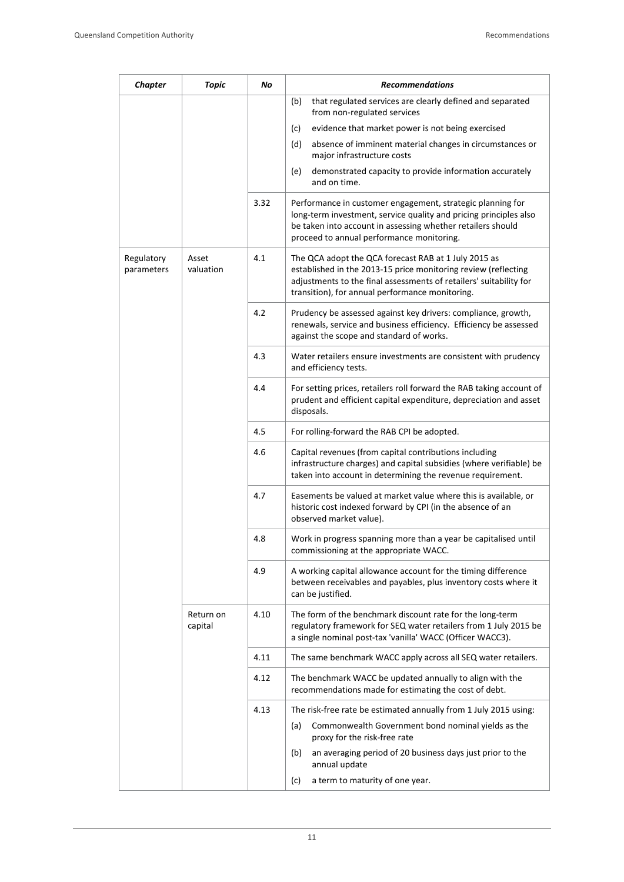| Chapter | Topic | No | Recommendations |
| --- | --- | --- | --- |
| | | | (b) that regulated services are clearly defined and separated from non-regulated services<br>(c) evidence that market power is not being exercised<br>(d) absence of imminent material changes in circumstances or major infrastructure costs<br>(e) demonstrated capacity to provide information accurately and on time. |
| | | 3.32 | Performance in customer engagement, strategic planning for long-term investment, service quality and pricing principles also be taken into account in assessing whether retailers should proceed to annual performance monitoring. |
| Regulatory parameters | Asset valuation | 4.1 | The QCA adopt the QCA forecast RAB at 1 July 2015 as established in the 2013-15 price monitoring review (reflecting adjustments to the final assessments of retailers' suitability for transition), for annual performance monitoring. |
| | | 4.2 | Prudency be assessed against key drivers: compliance, growth, renewals, service and business efficiency. Efficiency be assessed against the scope and standard of works. |
| | | 4.3 | Water retailers ensure investments are consistent with prudency and efficiency tests. |
| | | 4.4 | For setting prices, retailers roll forward the RAB taking account of prudent and efficient capital expenditure, depreciation and asset disposals. |
| | | 4.5 | For rolling-forward the RAB CPI be adopted. |
| | | 4.6 | Capital revenues (from capital contributions including infrastructure charges) and capital subsidies (where verifiable) be taken into account in determining the revenue requirement. |
| | | 4.7 | Easements be valued at market value where this is available, or historic cost indexed forward by CPI (in the absence of an observed market value). |
| | | 4.8 | Work in progress spanning more than a year be capitalised until commissioning at the appropriate WACC. |
| | | 4.9 | A working capital allowance account for the timing difference between receivables and payables, plus inventory costs where it can be justified. |
| | Return on capital | 4.10 | The form of the benchmark discount rate for the long-term regulatory framework for SEQ water retailers from 1 July 2015 be a single nominal post-tax 'vanilla' WACC (Officer WACC3). |
| | | 4.11 | The same benchmark WACC apply across all SEQ water retailers. |
| | | 4.12 | The benchmark WACC be updated annually to align with the recommendations made for estimating the cost of debt. |
| | | 4.13 | The risk-free rate be estimated annually from 1 July 2015 using:<br>(a) Commonwealth Government bond nominal yields as the proxy for the risk-free rate<br>(b) an averaging period of 20 business days just prior to the annual update<br>(c) a term to maturity of one year. |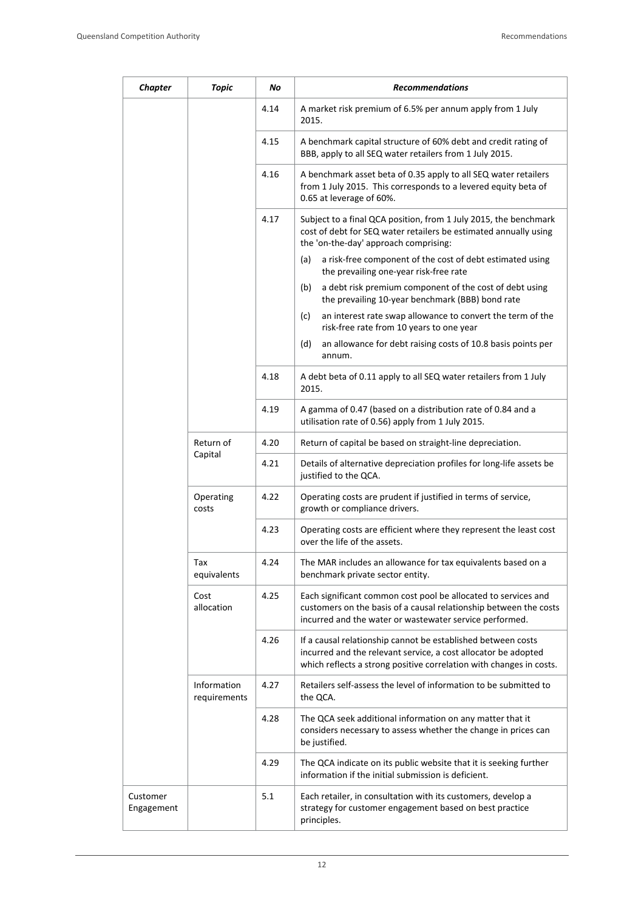| Chapter | Topic | No | Recommendations |
|---|---|---|---|
| | | 4.14 | A market risk premium of 6.5% per annum apply from 1 July 2015. |
| | | 4.15 | A benchmark capital structure of 60% debt and credit rating of BBB, apply to all SEQ water retailers from 1 July 2015. |
| | | 4.16 | A benchmark asset beta of 0.35 apply to all SEQ water retailers from 1 July 2015. This corresponds to a levered equity beta of 0.65 at leverage of 60%. |
| | | 4.17 | Subject to a final QCA position, from 1 July 2015, the benchmark cost of debt for SEQ water retailers be estimated annually using the 'on-the-day' approach comprising:<br>(a) a risk-free component of the cost of debt estimated using the prevailing one-year risk-free rate<br>(b) a debt risk premium component of the cost of debt using the prevailing 10-year benchmark (BBB) bond rate<br>(c) an interest rate swap allowance to convert the term of the risk-free rate from 10 years to one year<br>(d) an allowance for debt raising costs of 10.8 basis points per annum. |
| | | 4.18 | A debt beta of 0.11 apply to all SEQ water retailers from 1 July 2015. |
| | | 4.19 | A gamma of 0.47 (based on a distribution rate of 0.84 and a utilisation rate of 0.56) apply from 1 July 2015. |
| | Return of Capital | 4.20 | Return of capital be based on straight-line depreciation. |
| | | 4.21 | Details of alternative depreciation profiles for long-life assets be justified to the QCA. |
| | Operating costs | 4.22 | Operating costs are prudent if justified in terms of service, growth or compliance drivers. |
| | | 4.23 | Operating costs are efficient where they represent the least cost over the life of the assets. |
| | Tax equivalents | 4.24 | The MAR includes an allowance for tax equivalents based on a benchmark private sector entity. |
| | Cost allocation | 4.25 | Each significant common cost pool be allocated to services and customers on the basis of a causal relationship between the costs incurred and the water or wastewater service performed. |
| | | 4.26 | If a causal relationship cannot be established between costs incurred and the relevant service, a cost allocator be adopted which reflects a strong positive correlation with changes in costs. |
| | Information requirements | 4.27 | Retailers self-assess the level of information to be submitted to the QCA. |
| | | 4.28 | The QCA seek additional information on any matter that it considers necessary to assess whether the change in prices can be justified. |
| | | 4.29 | The QCA indicate on its public website that it is seeking further information if the initial submission is deficient. |
| Customer Engagement | | 5.1 | Each retailer, in consultation with its customers, develop a strategy for customer engagement based on best practice principles. |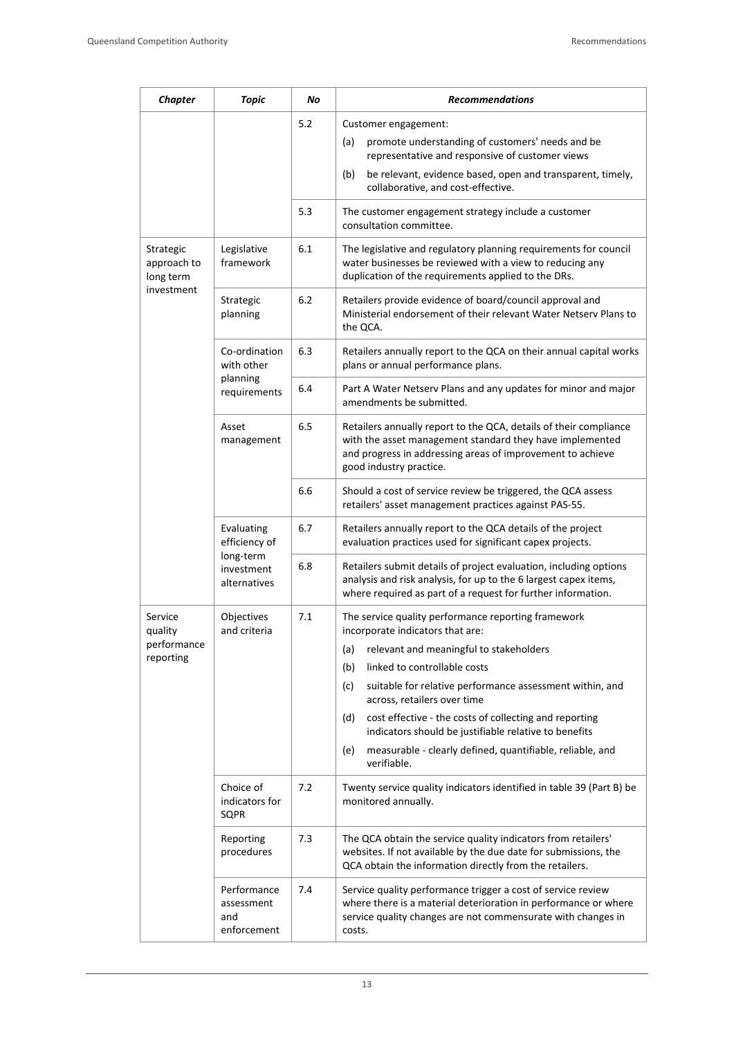| *Chapter* | *Topic* | *No* | *Recommendations* |
|---|---|---|---|
| | | 5.2 | Customer engagement:<br>(a) promote understanding of customers' needs and be representative and responsive of customer views<br>(b) be relevant, evidence based, open and transparent, timely, collaborative, and cost-effective. |
| | | 5.3 | The customer engagement strategy include a customer consultation committee. |
| Strategic approach to long term investment | Legislative framework | 6.1 | The legislative and regulatory planning requirements for council water businesses be reviewed with a view to reducing any duplication of the requirements applied to the DRs. |
| | Strategic planning | 6.2 | Retailers provide evidence of board/council approval and Ministerial endorsement of their relevant Water Netserv Plans to the QCA. |
| | Co-ordination with other planning requirements | 6.3 | Retailers annually report to the QCA on their annual capital works plans or annual performance plans. |
| | | 6.4 | Part A Water Netserv Plans and any updates for minor and major amendments be submitted. |
| | Asset management | 6.5 | Retailers annually report to the QCA, details of their compliance with the asset management standard they have implemented and progress in addressing areas of improvement to achieve good industry practice. |
| | | 6.6 | Should a cost of service review be triggered, the QCA assess retailers' asset management practices against PAS-55. |
| | Evaluating efficiency of long-term investment alternatives | 6.7 | Retailers annually report to the QCA details of the project evaluation practices used for significant capex projects. |
| | | 6.8 | Retailers submit details of project evaluation, including options analysis and risk analysis, for up to the 6 largest capex items, where required as part of a request for further information. |
| Service quality performance reporting | Objectives and criteria | 7.1 | The service quality performance reporting framework incorporate indicators that are:<br>(a) relevant and meaningful to stakeholders<br>(b) linked to controllable costs<br>(c) suitable for relative performance assessment within, and across, retailers over time<br>(d) cost effective - the costs of collecting and reporting indicators should be justifiable relative to benefits<br>(e) measurable - clearly defined, quantifiable, reliable, and verifiable. |
| | Choice of indicators for SQPR | 7.2 | Twenty service quality indicators identified in table 39 (Part B) be monitored annually. |
| | Reporting procedures | 7.3 | The QCA obtain the service quality indicators from retailers' websites. If not available by the due date for submissions, the QCA obtain the information directly from the retailers. |
| | Performance assessment and enforcement | 7.4 | Service quality performance trigger a cost of service review where there is a material deterioration in performance or where service quality changes are not commensurate with changes in costs. |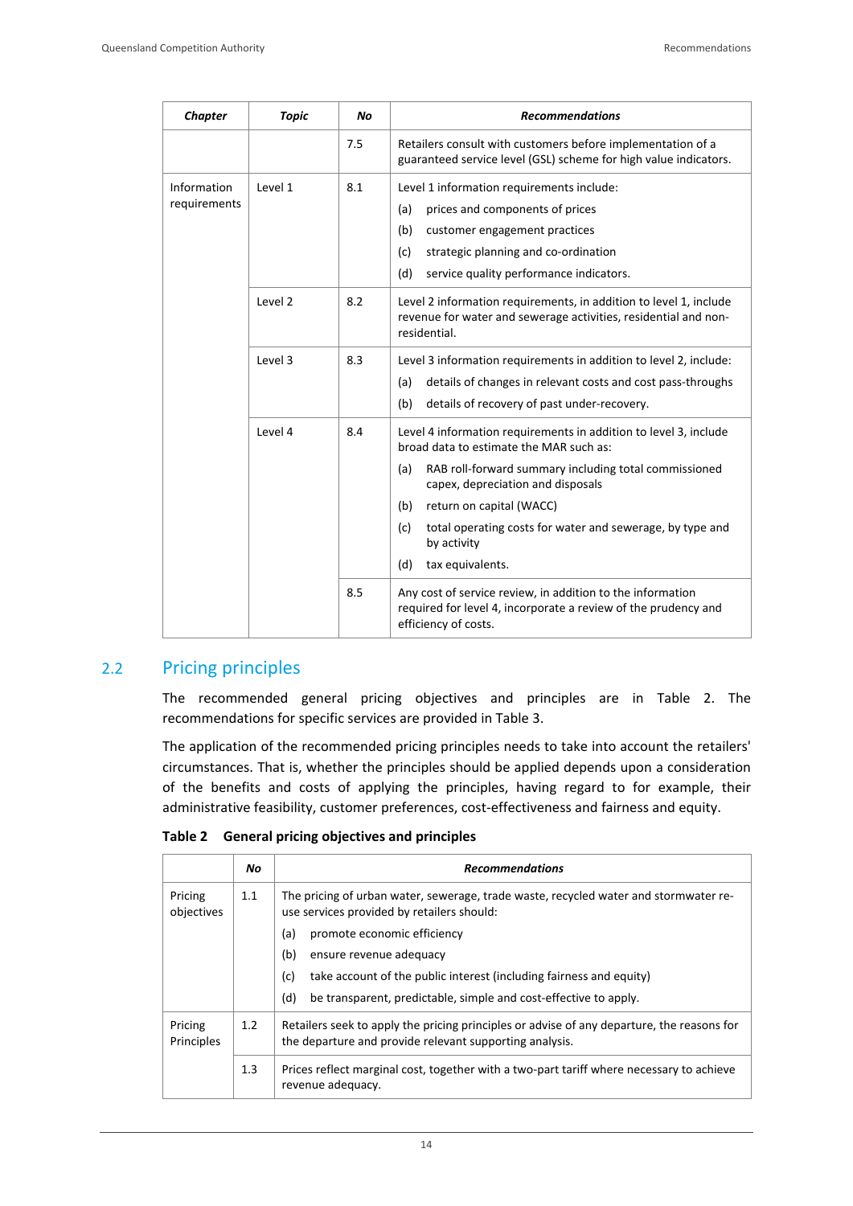| *Chapter* | *Topic* | *No* | *Recommendations* |
|---|---|---|---|
| | | 7.5 | Retailers consult with customers before implementation of a guaranteed service level (GSL) scheme for high value indicators. |
| Information requirements | Level 1 | 8.1 | Level 1 information requirements include:<br>(a) prices and components of prices<br>(b) customer engagement practices<br>(c) strategic planning and co-ordination<br>(d) service quality performance indicators. |
| | Level 2 | 8.2 | Level 2 information requirements, in addition to level 1, include revenue for water and sewerage activities, residential and non-residential. |
| | Level 3 | 8.3 | Level 3 information requirements in addition to level 2, include:<br>(a) details of changes in relevant costs and cost pass-throughs<br>(b) details of recovery of past under-recovery. |
| | Level 4 | 8.4 | Level 4 information requirements in addition to level 3, include broad data to estimate the MAR such as:<br>(a) RAB roll-forward summary including total commissioned capex, depreciation and disposals<br>(b) return on capital (WACC)<br>(c) total operating costs for water and sewerage, by type and by activity<br>(d) tax equivalents. |
| | | 8.5 | Any cost of service review, in addition to the information required for level 4, incorporate a review of the prudency and efficiency of costs. |

## 2.2 Pricing principles

The recommended general pricing objectives and principles are in Table 2. The recommendations for specific services are provided in Table 3.

The application of the recommended pricing principles needs to take into account the retailers' circumstances. That is, whether the principles should be applied depends upon a consideration of the benefits and costs of applying the principles, having regard to for example, their administrative feasibility, customer preferences, cost-effectiveness and fairness and equity.

**Table 2 General pricing objectives and principles**

| | *No* | *Recommendations* |
|---|---|---|
| Pricing objectives | 1.1 | The pricing of urban water, sewerage, trade waste, recycled water and stormwater re-use services provided by retailers should:<br>(a) promote economic efficiency<br>(b) ensure revenue adequacy<br>(c) take account of the public interest (including fairness and equity)<br>(d) be transparent, predictable, simple and cost-effective to apply. |
| Pricing Principles | 1.2 | Retailers seek to apply the pricing principles or advise of any departure, the reasons for the departure and provide relevant supporting analysis. |
| | 1.3 | Prices reflect marginal cost, together with a two-part tariff where necessary to achieve revenue adequacy. |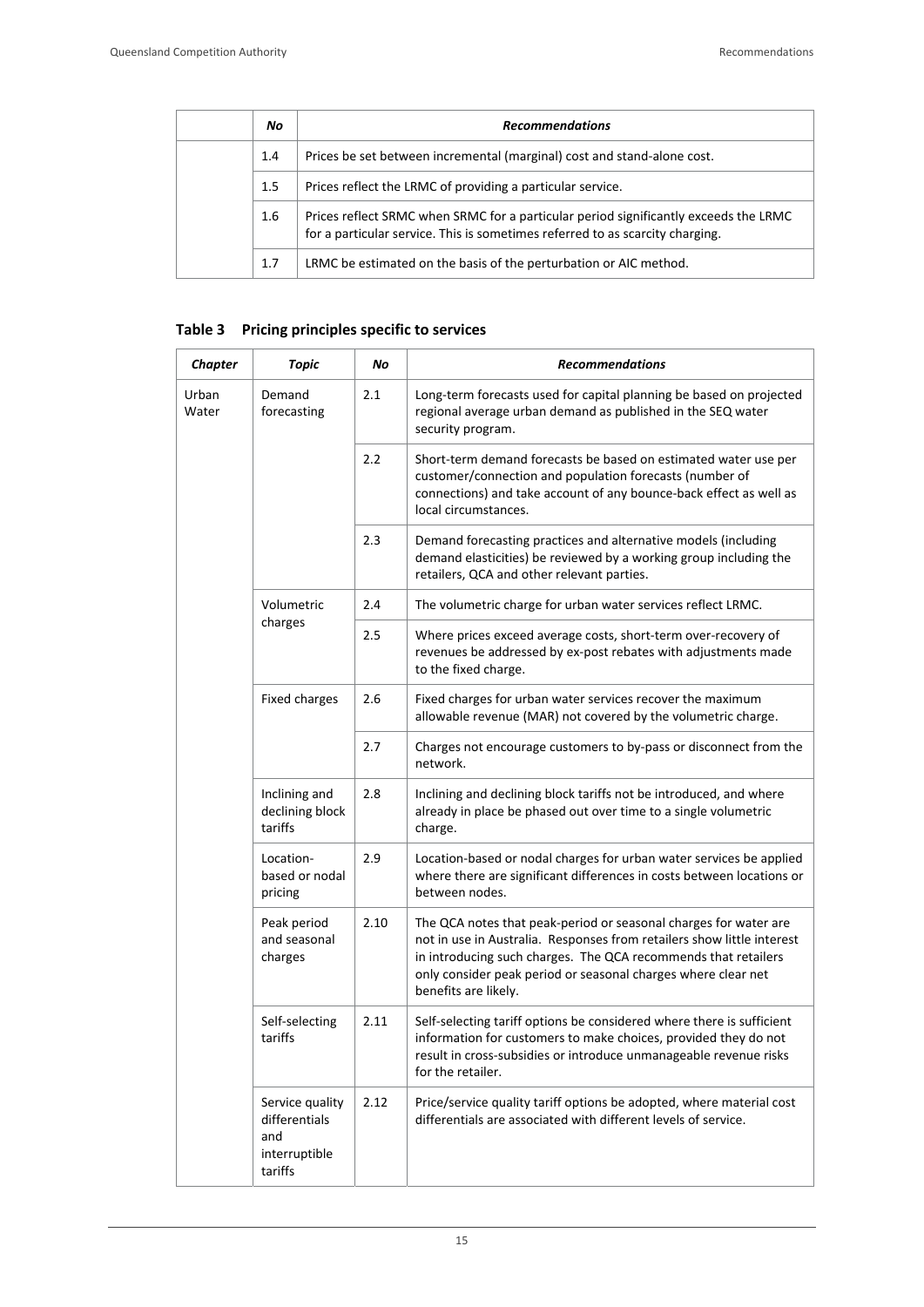| | No | Recommendations |
|---|---|---|
| | 1.4 | Prices be set between incremental (marginal) cost and stand-alone cost. |
| | 1.5 | Prices reflect the LRMC of providing a particular service. |
| | 1.6 | Prices reflect SRMC when SRMC for a particular period significantly exceeds the LRMC for a particular service. This is sometimes referred to as scarcity charging. |
| | 1.7 | LRMC be estimated on the basis of the perturbation or AIC method. |

**Table 3 Pricing principles specific to services**

| Chapter | Topic | No | Recommendations |
|---|---|---|---|
| Urban Water | Demand forecasting | 2.1 | Long-term forecasts used for capital planning be based on projected regional average urban demand as published in the SEQ water security program. |
| | | 2.2 | Short-term demand forecasts be based on estimated water use per customer/connection and population forecasts (number of connections) and take account of any bounce-back effect as well as local circumstances. |
| | | 2.3 | Demand forecasting practices and alternative models (including demand elasticities) be reviewed by a working group including the retailers, QCA and other relevant parties. |
| | Volumetric charges | 2.4 | The volumetric charge for urban water services reflect LRMC. |
| | | 2.5 | Where prices exceed average costs, short-term over-recovery of revenues be addressed by ex-post rebates with adjustments made to the fixed charge. |
| | Fixed charges | 2.6 | Fixed charges for urban water services recover the maximum allowable revenue (MAR) not covered by the volumetric charge. |
| | | 2.7 | Charges not encourage customers to by-pass or disconnect from the network. |
| | Inclining and declining block tariffs | 2.8 | Inclining and declining block tariffs not be introduced, and where already in place be phased out over time to a single volumetric charge. |
| | Location-based or nodal pricing | 2.9 | Location-based or nodal charges for urban water services be applied where there are significant differences in costs between locations or between nodes. |
| | Peak period and seasonal charges | 2.10 | The QCA notes that peak-period or seasonal charges for water are not in use in Australia. Responses from retailers show little interest in introducing such charges. The QCA recommends that retailers only consider peak period or seasonal charges where clear net benefits are likely. |
| | Self-selecting tariffs | 2.11 | Self-selecting tariff options be considered where there is sufficient information for customers to make choices, provided they do not result in cross-subsidies or introduce unmanageable revenue risks for the retailer. |
| | Service quality differentials and interruptible tariffs | 2.12 | Price/service quality tariff options be adopted, where material cost differentials are associated with different levels of service. |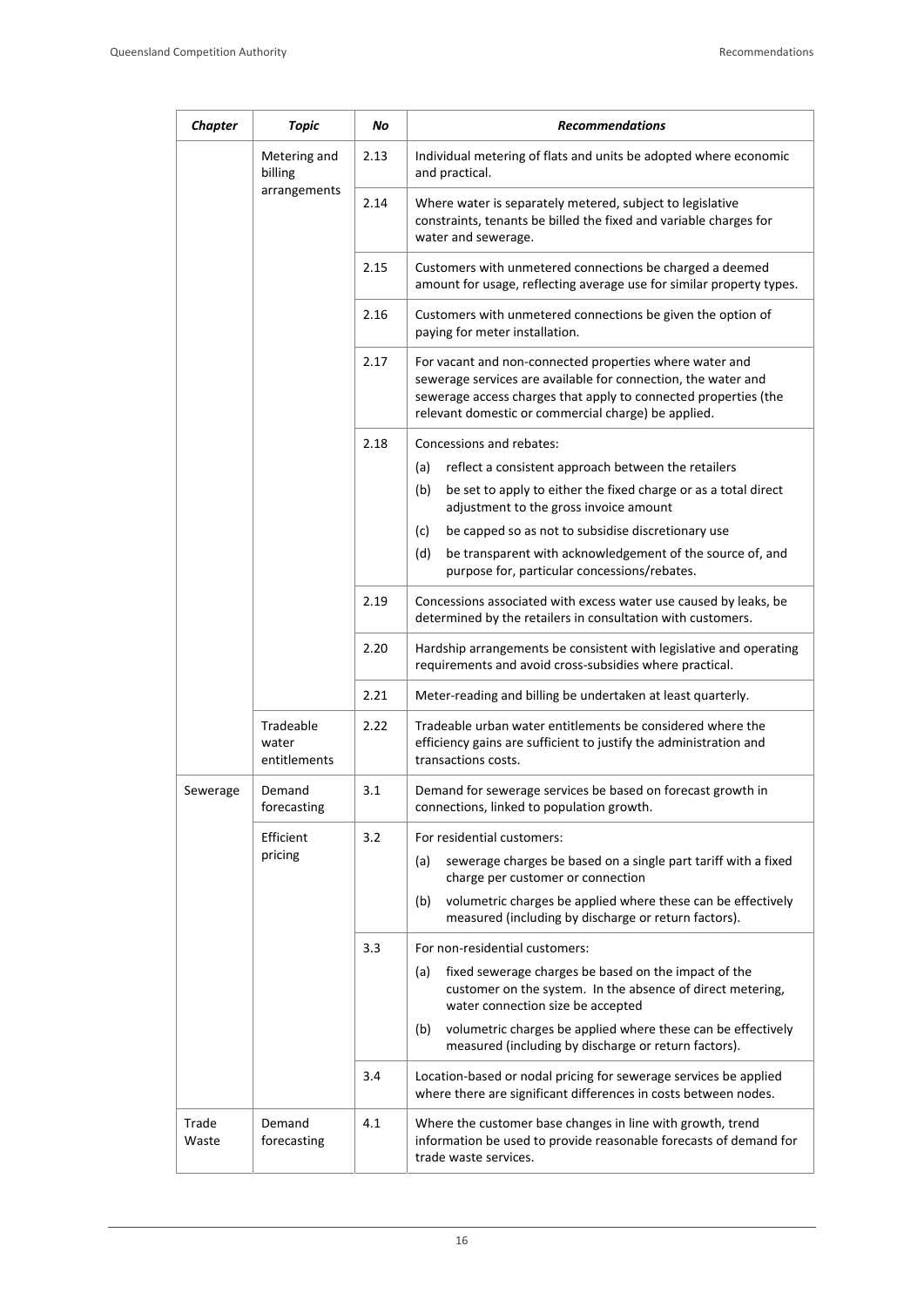| *Chapter* | *Topic* | *No* | *Recommendations* |
|---|---|---|---|
| | Metering and billing arrangements | 2.13 | Individual metering of flats and units be adopted where economic and practical. |
| | | 2.14 | Where water is separately metered, subject to legislative constraints, tenants be billed the fixed and variable charges for water and sewerage. |
| | | 2.15 | Customers with unmetered connections be charged a deemed amount for usage, reflecting average use for similar property types. |
| | | 2.16 | Customers with unmetered connections be given the option of paying for meter installation. |
| | | 2.17 | For vacant and non-connected properties where water and sewerage services are available for connection, the water and sewerage access charges that apply to connected properties (the relevant domestic or commercial charge) be applied. |
| | | 2.18 | Concessions and rebates:<br>(a) reflect a consistent approach between the retailers<br>(b) be set to apply to either the fixed charge or as a total direct adjustment to the gross invoice amount<br>(c) be capped so as not to subsidise discretionary use<br>(d) be transparent with acknowledgement of the source of, and purpose for, particular concessions/rebates. |
| | | 2.19 | Concessions associated with excess water use caused by leaks, be determined by the retailers in consultation with customers. |
| | | 2.20 | Hardship arrangements be consistent with legislative and operating requirements and avoid cross-subsidies where practical. |
| | | 2.21 | Meter-reading and billing be undertaken at least quarterly. |
| | Tradeable water entitlements | 2.22 | Tradeable urban water entitlements be considered where the efficiency gains are sufficient to justify the administration and transactions costs. |
| Sewerage | Demand forecasting | 3.1 | Demand for sewerage services be based on forecast growth in connections, linked to population growth. |
| | Efficient pricing | 3.2 | For residential customers:<br>(a) sewerage charges be based on a single part tariff with a fixed charge per customer or connection<br>(b) volumetric charges be applied where these can be effectively measured (including by discharge or return factors). |
| | | 3.3 | For non-residential customers:<br>(a) fixed sewerage charges be based on the impact of the customer on the system. In the absence of direct metering, water connection size be accepted<br>(b) volumetric charges be applied where these can be effectively measured (including by discharge or return factors). |
| | | 3.4 | Location-based or nodal pricing for sewerage services be applied where there are significant differences in costs between nodes. |
| Trade Waste | Demand forecasting | 4.1 | Where the customer base changes in line with growth, trend information be used to provide reasonable forecasts of demand for trade waste services. |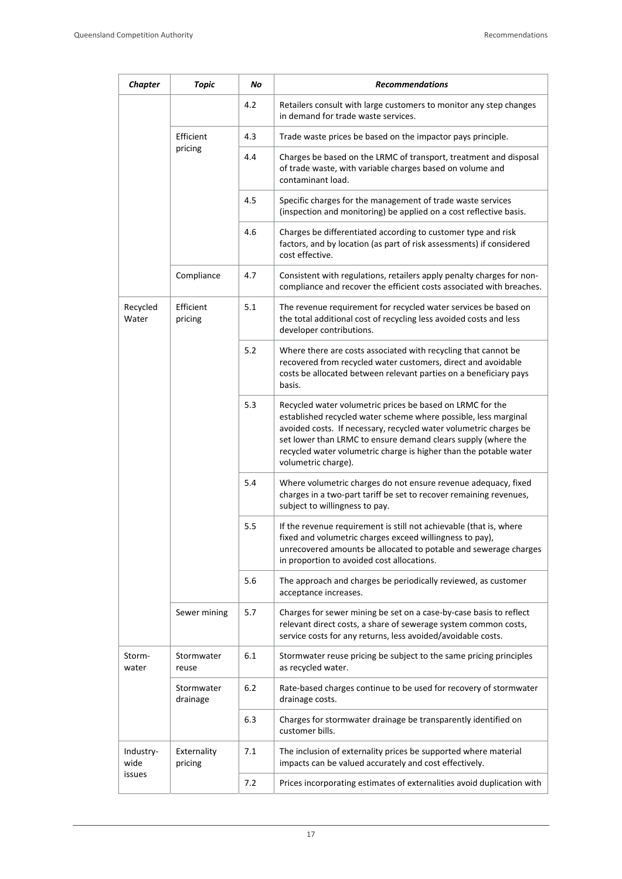| *Chapter* | *Topic* | *No* | *Recommendations* |
|---|---|---|---|
| | | 4.2 | Retailers consult with large customers to monitor any step changes in demand for trade waste services. |
| | Efficient pricing | 4.3 | Trade waste prices be based on the impactor pays principle. |
| | | 4.4 | Charges be based on the LRMC of transport, treatment and disposal of trade waste, with variable charges based on volume and contaminant load. |
| | | 4.5 | Specific charges for the management of trade waste services (inspection and monitoring) be applied on a cost reflective basis. |
| | | 4.6 | Charges be differentiated according to customer type and risk factors, and by location (as part of risk assessments) if considered cost effective. |
| | Compliance | 4.7 | Consistent with regulations, retailers apply penalty charges for non-compliance and recover the efficient costs associated with breaches. |
| Recycled Water | Efficient pricing | 5.1 | The revenue requirement for recycled water services be based on the total additional cost of recycling less avoided costs and less developer contributions. |
| | | 5.2 | Where there are costs associated with recycling that cannot be recovered from recycled water customers, direct and avoidable costs be allocated between relevant parties on a beneficiary pays basis. |
| | | 5.3 | Recycled water volumetric prices be based on LRMC for the established recycled water scheme where possible, less marginal avoided costs. If necessary, recycled water volumetric charges be set lower than LRMC to ensure demand clears supply (where the recycled water volumetric charge is higher than the potable water volumetric charge). |
| | | 5.4 | Where volumetric charges do not ensure revenue adequacy, fixed charges in a two-part tariff be set to recover remaining revenues, subject to willingness to pay. |
| | | 5.5 | If the revenue requirement is still not achievable (that is, where fixed and volumetric charges exceed willingness to pay), unrecovered amounts be allocated to potable and sewerage charges in proportion to avoided cost allocations. |
| | | 5.6 | The approach and charges be periodically reviewed, as customer acceptance increases. |
| | Sewer mining | 5.7 | Charges for sewer mining be set on a case-by-case basis to reflect relevant direct costs, a share of sewerage system common costs, service costs for any returns, less avoided/avoidable costs. |
| Storm-water | Stormwater reuse | 6.1 | Stormwater reuse pricing be subject to the same pricing principles as recycled water. |
| | Stormwater drainage | 6.2 | Rate-based charges continue to be used for recovery of stormwater drainage costs. |
| | | 6.3 | Charges for stormwater drainage be transparently identified on customer bills. |
| Industry-wide issues | Externality pricing | 7.1 | The inclusion of externality prices be supported where material impacts can be valued accurately and cost effectively. |
| | | 7.2 | Prices incorporating estimates of externalities avoid duplication with |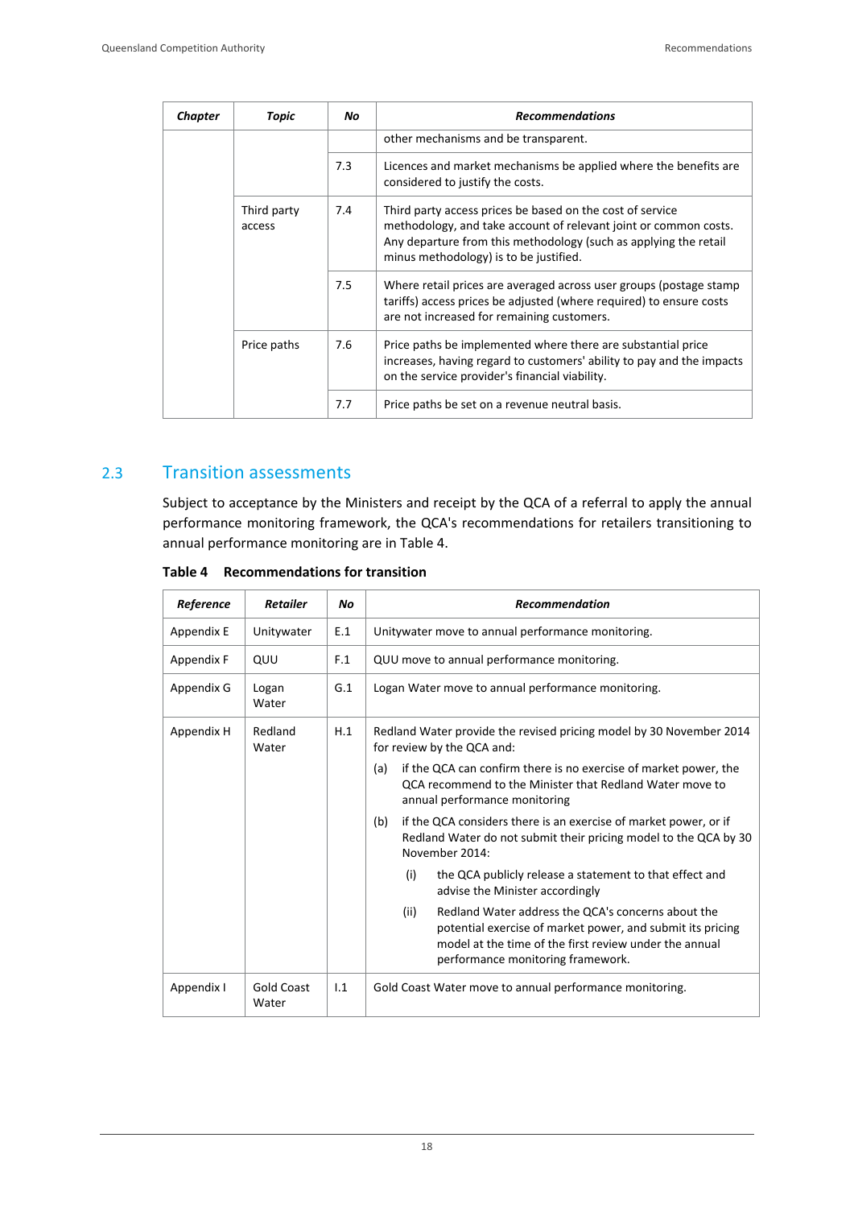| Chapter | Topic | No | Recommendations |
|---|---|---|---|
| | | | other mechanisms and be transparent. |
| | | 7.3 | Licences and market mechanisms be applied where the benefits are considered to justify the costs. |
| | Third party access | 7.4 | Third party access prices be based on the cost of service methodology, and take account of relevant joint or common costs. Any departure from this methodology (such as applying the retail minus methodology) is to be justified. |
| | | 7.5 | Where retail prices are averaged across user groups (postage stamp tariffs) access prices be adjusted (where required) to ensure costs are not increased for remaining customers. |
| | Price paths | 7.6 | Price paths be implemented where there are substantial price increases, having regard to customers' ability to pay and the impacts on the service provider's financial viability. |
| | | 7.7 | Price paths be set on a revenue neutral basis. |

## 2.3 Transition assessments

Subject to acceptance by the Ministers and receipt by the QCA of a referral to apply the annual performance monitoring framework, the QCA's recommendations for retailers transitioning to annual performance monitoring are in Table 4.

**Table 4 Recommendations for transition**

| Reference | Retailer | No | Recommendation |
|---|---|---|---|
| Appendix E | Unitywater | E.1 | Unitywater move to annual performance monitoring. |
| Appendix F | QUU | F.1 | QUU move to annual performance monitoring. |
| Appendix G | Logan Water | G.1 | Logan Water move to annual performance monitoring. |
| Appendix H | Redland Water | H.1 | Redland Water provide the revised pricing model by 30 November 2014 for review by the QCA and:<br>(a) if the QCA can confirm there is no exercise of market power, the QCA recommend to the Minister that Redland Water move to annual performance monitoring<br>(b) if the QCA considers there is an exercise of market power, or if Redland Water do not submit their pricing model to the QCA by 30 November 2014:<br>(i) the QCA publicly release a statement to that effect and advise the Minister accordingly<br>(ii) Redland Water address the QCA's concerns about the potential exercise of market power, and submit its pricing model at the time of the first review under the annual performance monitoring framework. |
| Appendix I | Gold Coast Water | I.1 | Gold Coast Water move to annual performance monitoring. |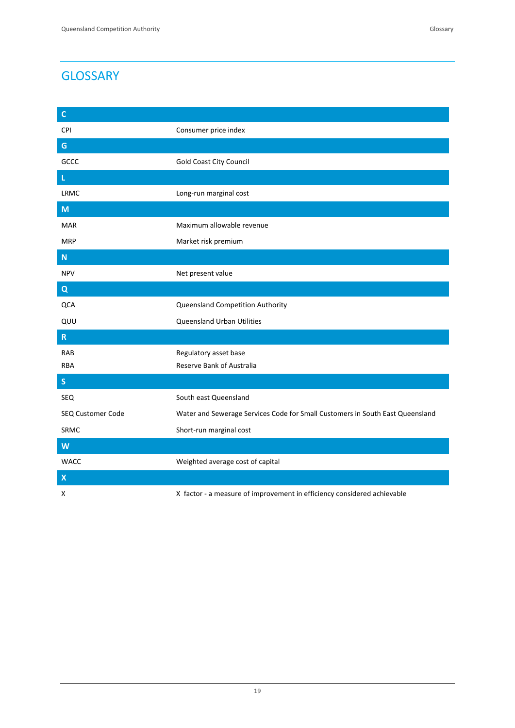# GLOSSARY

| C | |
|---|---|
| CPI | Consumer price index |
| **G** | |
| GCCC | Gold Coast City Council |
| **L** | |
| LRMC | Long-run marginal cost |
| **M** | |
| MAR | Maximum allowable revenue |
| MRP | Market risk premium |
| **N** | |
| NPV | Net present value |
| **Q** | |
| QCA | Queensland Competition Authority |
| QUU | Queensland Urban Utilities |
| **R** | |
| RAB | Regulatory asset base |
| RBA | Reserve Bank of Australia |
| **S** | |
| SEQ | South east Queensland |
| SEQ Customer Code | Water and Sewerage Services Code for Small Customers in South East Queensland |
| SRMC | Short-run marginal cost |
| **W** | |
| WACC | Weighted average cost of capital |
| **X** | |
| X | X factor - a measure of improvement in efficiency considered achievable |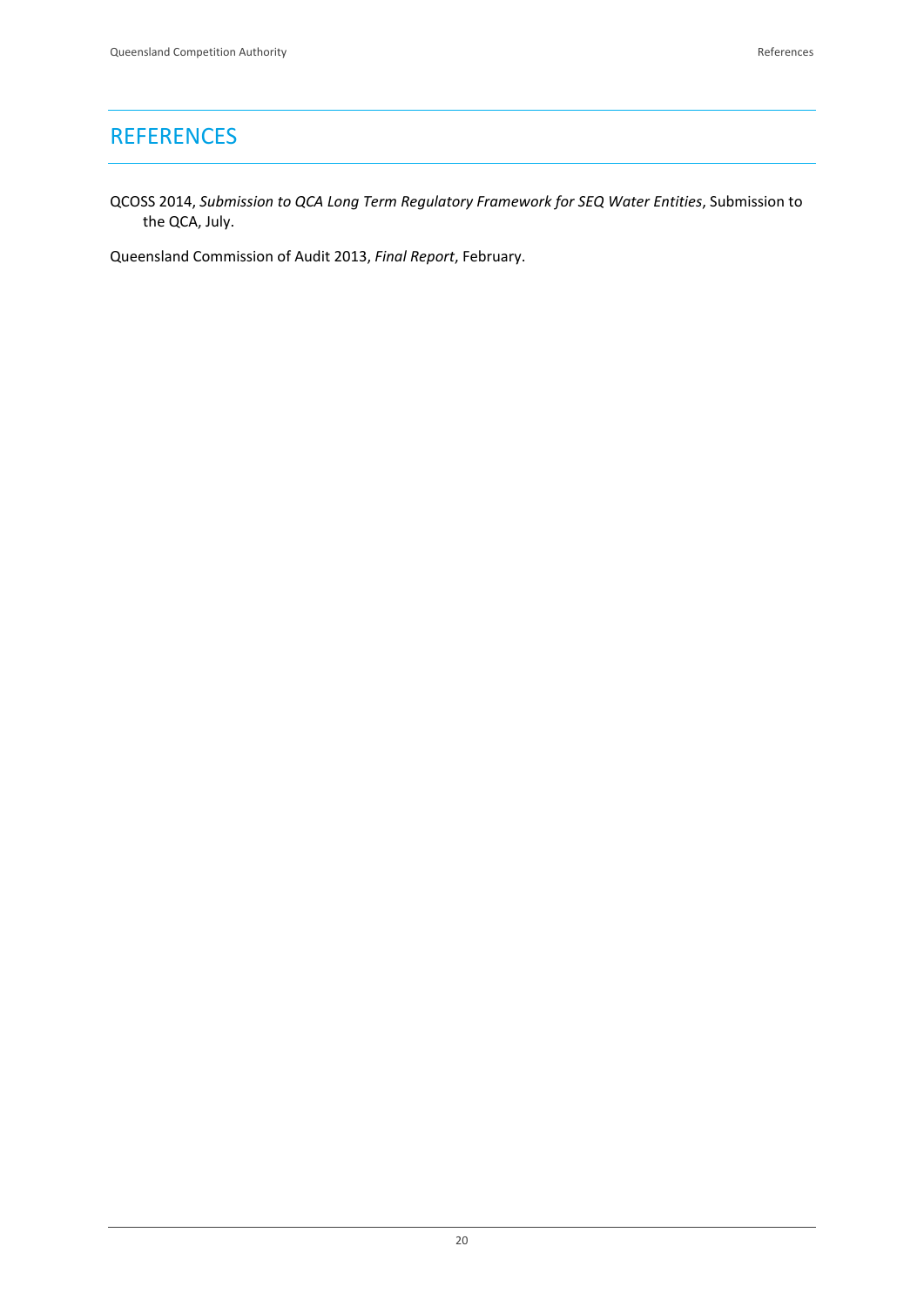# REFERENCES

QCOSS 2014, *Submission to QCA Long Term Regulatory Framework for SEQ Water Entities*, Submission to the QCA, July.

Queensland Commission of Audit 2013, *Final Report*, February.